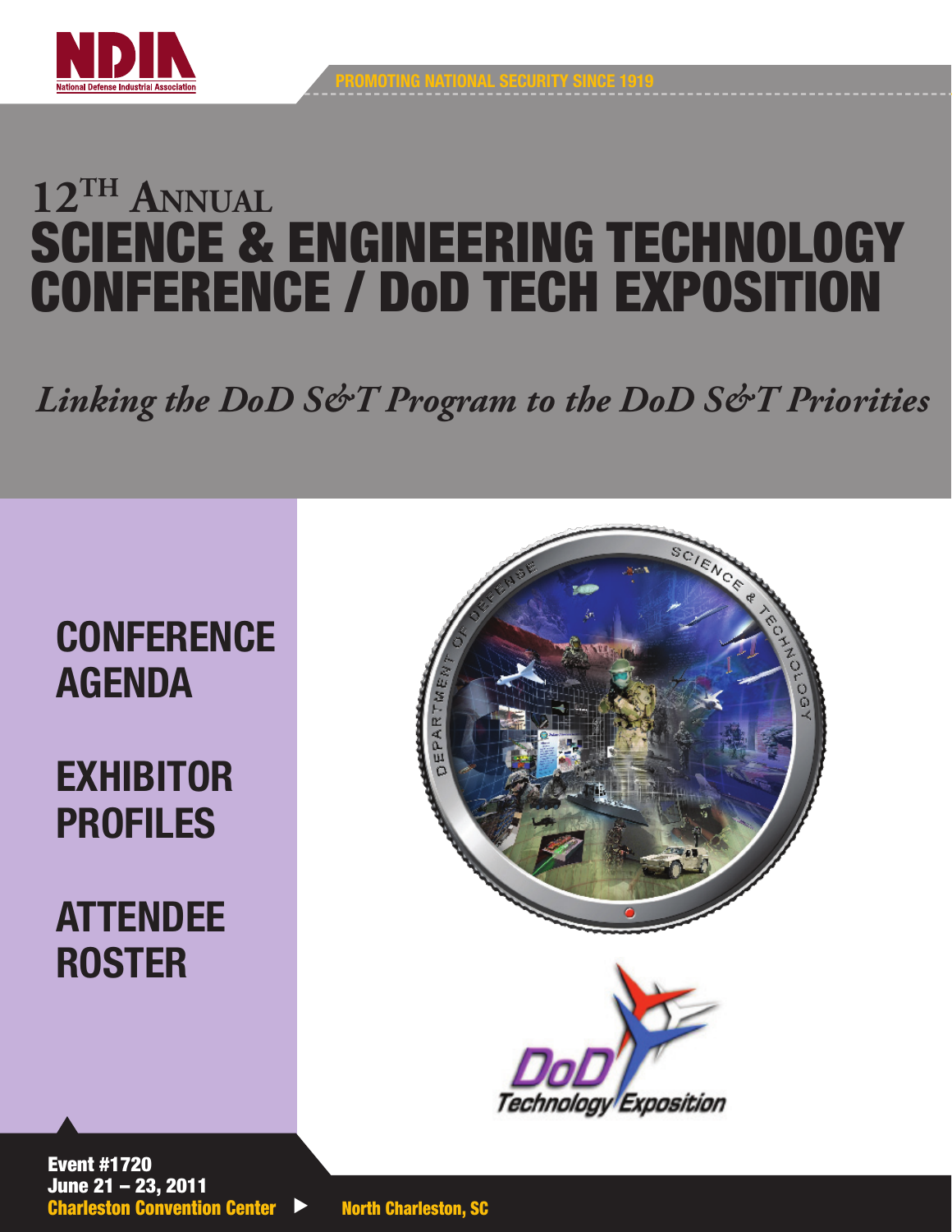NDIA

National Defense Industrial Association

PROMOTING NATIONAL SECURITY SINCE 1919

# 12TH ANNUAL SCIENCE & ENGINEERING TECHNOLOGY CONFERENCE / DoD TECH EXPOSITION

*Linking the DoD S&T Program to the DoD S&T Priorities*

## CONFERENCE AGENDA

## EXHIBITOR PROFILES

## ATTENDEE ROSTER

DoD Technology Exposition

**Event #1720**
**June 21 – 23, 2011**
**Charleston Convention Center** ▶ **North Charleston, SC**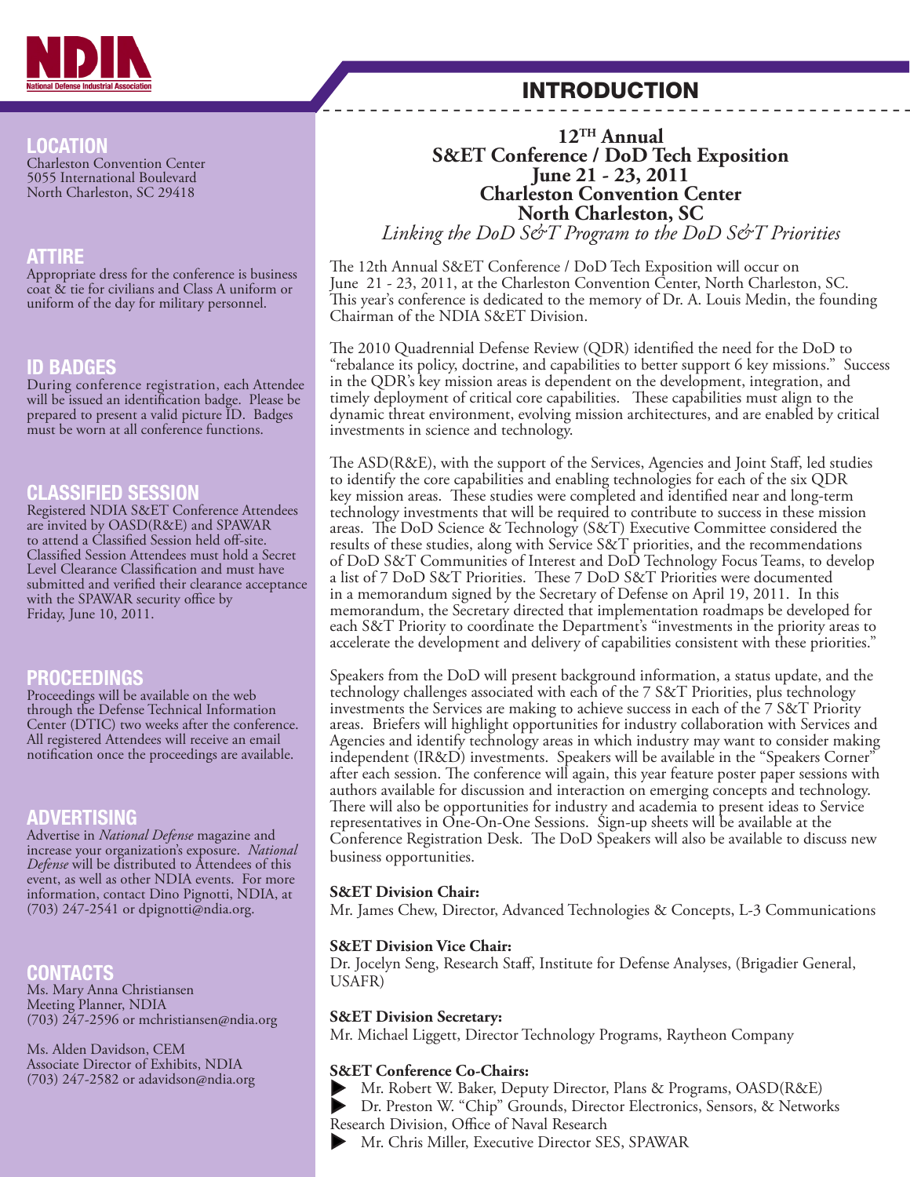# INTRODUCTION

**12TH Annual**
**S&ET Conference / DoD Tech Exposition**
**June 21 - 23, 2011**
**Charleston Convention Center**
**North Charleston, SC**
*Linking the DoD S&T Program to the DoD S&T Priorities*

The 12th Annual S&ET Conference / DoD Tech Exposition will occur on June 21 - 23, 2011, at the Charleston Convention Center, North Charleston, SC. This year's conference is dedicated to the memory of Dr. A. Louis Medin, the founding Chairman of the NDIA S&ET Division.

The 2010 Quadrennial Defense Review (QDR) identified the need for the DoD to "rebalance its policy, doctrine, and capabilities to better support 6 key missions." Success in the QDR's key mission areas is dependent on the development, integration, and timely deployment of critical core capabilities. These capabilities must align to the dynamic threat environment, evolving mission architectures, and are enabled by critical investments in science and technology.

The ASD(R&E), with the support of the Services, Agencies and Joint Staff, led studies to identify the core capabilities and enabling technologies for each of the six QDR key mission areas. These studies were completed and identified near and long-term technology investments that will be required to contribute to success in these mission areas. The DoD Science & Technology (S&T) Executive Committee considered the results of these studies, along with Service S&T priorities, and the recommendations of DoD S&T Communities of Interest and DoD Technology Focus Teams, to develop a list of 7 DoD S&T Priorities. These 7 DoD S&T Priorities were documented in a memorandum signed by the Secretary of Defense on April 19, 2011. In this memorandum, the Secretary directed that implementation roadmaps be developed for each S&T Priority to coordinate the Department's "investments in the priority areas to accelerate the development and delivery of capabilities consistent with these priorities."

Speakers from the DoD will present background information, a status update, and the technology challenges associated with each of the 7 S&T Priorities, plus technology investments the Services are making to achieve success in each of the 7 S&T Priority areas. Briefers will highlight opportunities for industry collaboration with Services and Agencies and identify technology areas in which industry may want to consider making independent (IR&D) investments. Speakers will be available in the "Speakers Corner" after each session. The conference will again, this year feature poster paper sessions with authors available for discussion and interaction on emerging concepts and technology. There will also be opportunities for industry and academia to present ideas to Service representatives in One-On-One Sessions. Sign-up sheets will be available at the Conference Registration Desk. The DoD Speakers will also be available to discuss new business opportunities.

**S&ET Division Chair:**
Mr. James Chew, Director, Advanced Technologies & Concepts, L-3 Communications

**S&ET Division Vice Chair:**
Dr. Jocelyn Seng, Research Staff, Institute for Defense Analyses, (Brigadier General, USAFR)

**S&ET Division Secretary:**
Mr. Michael Liggett, Director Technology Programs, Raytheon Company

**S&ET Conference Co-Chairs:**
- Mr. Robert W. Baker, Deputy Director, Plans & Programs, OASD(R&E)
- Dr. Preston W. "Chip" Grounds, Director Electronics, Sensors, & Networks Research Division, Office of Naval Research
- Mr. Chris Miller, Executive Director SES, SPAWAR

## LOCATION
Charleston Convention Center
5055 International Boulevard
North Charleston, SC 29418

## ATTIRE
Appropriate dress for the conference is business coat & tie for civilians and Class A uniform or uniform of the day for military personnel.

## ID BADGES
During conference registration, each Attendee will be issued an identification badge. Please be prepared to present a valid picture ID. Badges must be worn at all conference functions.

## CLASSIFIED SESSION
Registered NDIA S&ET Conference Attendees are invited by OASD(R&E) and SPAWAR to attend a Classified Session held off-site. Classified Session Attendees must hold a Secret Level Clearance Classification and must have submitted and verified their clearance acceptance with the SPAWAR security office by Friday, June 10, 2011.

## PROCEEDINGS
Proceedings will be available on the web through the Defense Technical Information Center (DTIC) two weeks after the conference. All registered Attendees will receive an email notification once the proceedings are available.

## ADVERTISING
Advertise in *National Defense* magazine and increase your organization's exposure. *National Defense* will be distributed to Attendees of this event, as well as other NDIA events. For more information, contact Dino Pignotti, NDIA, at (703) 247-2541 or dpignotti@ndia.org.

## CONTACTS
Ms. Mary Anna Christiansen
Meeting Planner, NDIA
(703) 247-2596 or mchristiansen@ndia.org

Ms. Alden Davidson, CEM
Associate Director of Exhibits, NDIA
(703) 247-2582 or adavidson@ndia.org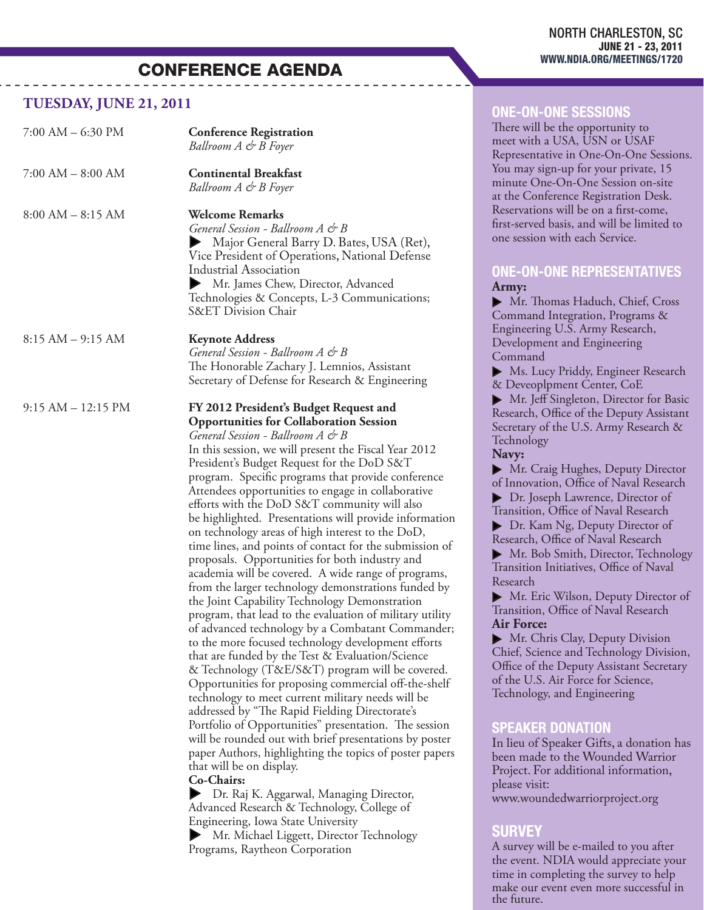# CONFERENCE AGENDA

## TUESDAY, JUNE 21, 2011

**7:00 AM – 6:30 PM** — **Conference Registration**
*Ballroom A & B Foyer*

**7:00 AM – 8:00 AM** — **Continental Breakfast**
*Ballroom A & B Foyer*

**8:00 AM – 8:15 AM** — **Welcome Remarks**
*General Session - Ballroom A & B*
- Major General Barry D. Bates, USA (Ret), Vice President of Operations, National Defense Industrial Association
- Mr. James Chew, Director, Advanced Technologies & Concepts, L-3 Communications; S&ET Division Chair

**8:15 AM – 9:15 AM** — **Keynote Address**
*General Session - Ballroom A & B*
The Honorable Zachary J. Lemnios, Assistant Secretary of Defense for Research & Engineering

**9:15 AM – 12:15 PM** — **FY 2012 President's Budget Request and Opportunities for Collaboration Session**
*General Session - Ballroom A & B*
In this session, we will present the Fiscal Year 2012 President's Budget Request for the DoD S&T program. Specific programs that provide conference Attendees opportunities to engage in collaborative efforts with the DoD S&T community will also be highlighted. Presentations will provide information on technology areas of high interest to the DoD, time lines, and points of contact for the submission of proposals. Opportunities for both industry and academia will be covered. A wide range of programs, from the larger technology demonstrations funded by the Joint Capability Technology Demonstration program, that lead to the evaluation of military utility of advanced technology by a Combatant Commander; to the more focused technology development efforts that are funded by the Test & Evaluation/Science & Technology (T&E/S&T) program will be covered. Opportunities for proposing commercial off-the-shelf technology to meet current military needs will be addressed by "The Rapid Fielding Directorate's Portfolio of Opportunities" presentation. The session will be rounded out with brief presentations by poster paper Authors, highlighting the topics of poster papers that will be on display.

**Co-Chairs:**
- Dr. Raj K. Aggarwal, Managing Director, Advanced Research & Technology, College of Engineering, Iowa State University
- Mr. Michael Liggett, Director Technology Programs, Raytheon Corporation

## ONE-ON-ONE SESSIONS

There will be the opportunity to meet with a USA, USN or USAF Representative in One-On-One Sessions. You may sign-up for your private, 15 minute One-On-One Session on-site at the Conference Registration Desk. Reservations will be on a first-come, first-served basis, and will be limited to one session with each Service.

## ONE-ON-ONE REPRESENTATIVES

**Army:**
- Mr. Thomas Haduch, Chief, Cross Command Integration, Programs & Engineering U.S. Army Research, Development and Engineering Command
- Ms. Lucy Priddy, Engineer Research & Deveoplpment Center, CoE
- Mr. Jeff Singleton, Director for Basic Research, Office of the Deputy Assistant Secretary of the U.S. Army Research & Technology

**Navy:**
- Mr. Craig Hughes, Deputy Director of Innovation, Office of Naval Research
- Dr. Joseph Lawrence, Director of Transition, Office of Naval Research
- Dr. Kam Ng, Deputy Director of Research, Office of Naval Research
- Mr. Bob Smith, Director, Technology Transition Initiatives, Office of Naval Research
- Mr. Eric Wilson, Deputy Director of Transition, Office of Naval Research

**Air Force:**
- Mr. Chris Clay, Deputy Division Chief, Science and Technology Division, Office of the Deputy Assistant Secretary of the U.S. Air Force for Science, Technology, and Engineering

## SPEAKER DONATION

In lieu of Speaker Gifts, a donation has been made to the Wounded Warrior Project. For additional information, please visit: www.woundedwarriorproject.org

## SURVEY

A survey will be e-mailed to you after the event. NDIA would appreciate your time in completing the survey to help make our event even more successful in the future.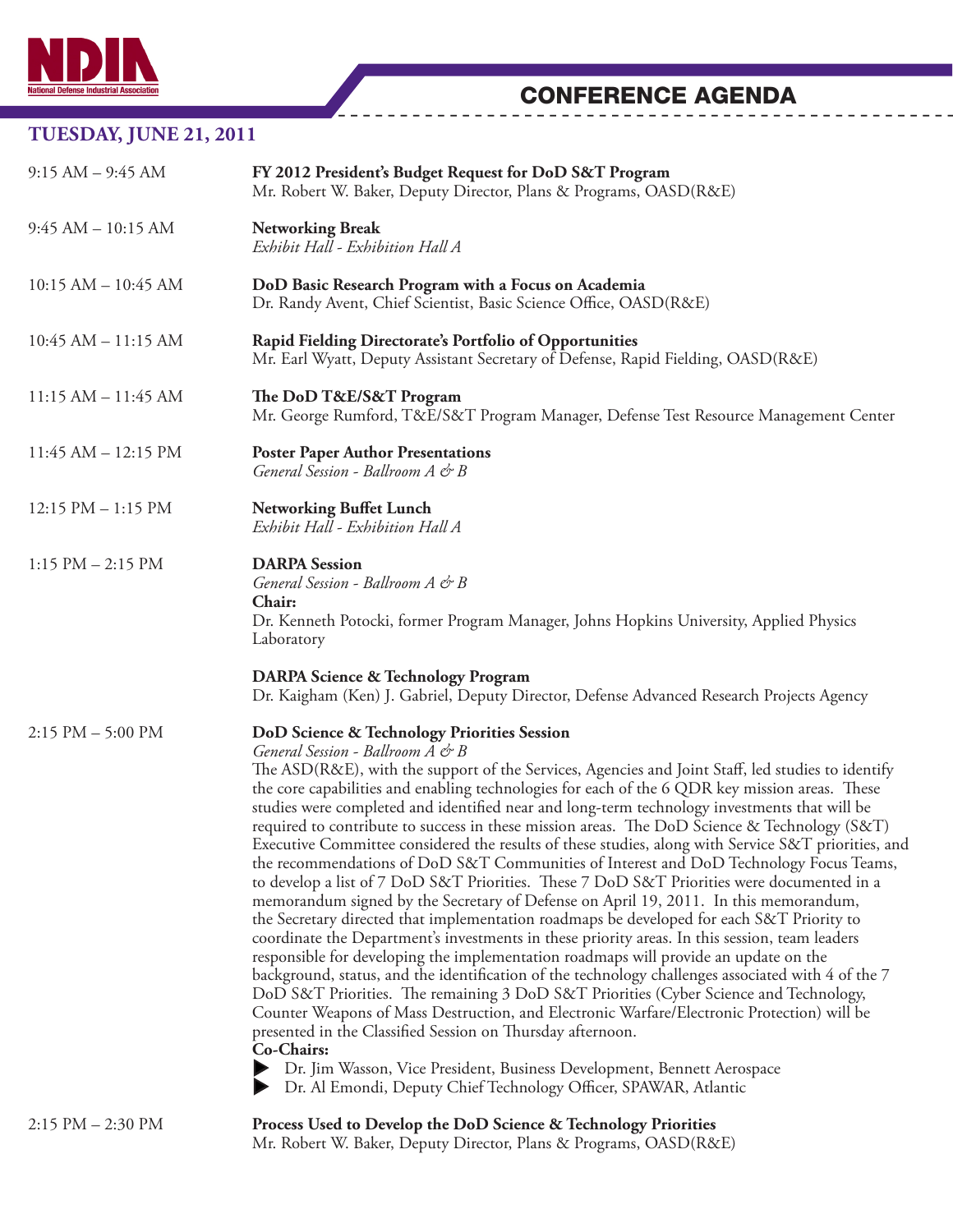## CONFERENCE AGENDA

### TUESDAY, JUNE 21, 2011

| | |
|---|---|
| 9:15 AM – 9:45 AM | **FY 2012 President's Budget Request for DoD S&T Program**<br>Mr. Robert W. Baker, Deputy Director, Plans & Programs, OASD(R&E) |
| 9:45 AM – 10:15 AM | **Networking Break**<br>*Exhibit Hall - Exhibition Hall A* |
| 10:15 AM – 10:45 AM | **DoD Basic Research Program with a Focus on Academia**<br>Dr. Randy Avent, Chief Scientist, Basic Science Office, OASD(R&E) |
| 10:45 AM – 11:15 AM | **Rapid Fielding Directorate's Portfolio of Opportunities**<br>Mr. Earl Wyatt, Deputy Assistant Secretary of Defense, Rapid Fielding, OASD(R&E) |
| 11:15 AM – 11:45 AM | **The DoD T&E/S&T Program**<br>Mr. George Rumford, T&E/S&T Program Manager, Defense Test Resource Management Center |
| 11:45 AM – 12:15 PM | **Poster Paper Author Presentations**<br>*General Session - Ballroom A & B* |
| 12:15 PM – 1:15 PM | **Networking Buffet Lunch**<br>*Exhibit Hall - Exhibition Hall A* |
| 1:15 PM – 2:15 PM | **DARPA Session**<br>*General Session - Ballroom A & B*<br>**Chair:**<br>Dr. Kenneth Potocki, former Program Manager, Johns Hopkins University, Applied Physics Laboratory<br><br>**DARPA Science & Technology Program**<br>Dr. Kaigham (Ken) J. Gabriel, Deputy Director, Defense Advanced Research Projects Agency |
| 2:15 PM – 5:00 PM | **DoD Science & Technology Priorities Session**<br>*General Session - Ballroom A & B*<br>The ASD(R&E), with the support of the Services, Agencies and Joint Staff, led studies to identify the core capabilities and enabling technologies for each of the 6 QDR key mission areas. These studies were completed and identified near and long-term technology investments that will be required to contribute to success in these mission areas. The DoD Science & Technology (S&T) Executive Committee considered the results of these studies, along with Service S&T priorities, and the recommendations of DoD S&T Communities of Interest and DoD Technology Focus Teams, to develop a list of 7 DoD S&T Priorities. These 7 DoD S&T Priorities were documented in a memorandum signed by the Secretary of Defense on April 19, 2011. In this memorandum, the Secretary directed that implementation roadmaps be developed for each S&T Priority to coordinate the Department's investments in these priority areas. In this session, team leaders responsible for developing the implementation roadmaps will provide an update on the background, status, and the identification of the technology challenges associated with 4 of the 7 DoD S&T Priorities. The remaining 3 DoD S&T Priorities (Cyber Science and Technology, Counter Weapons of Mass Destruction, and Electronic Warfare/Electronic Protection) will be presented in the Classified Session on Thursday afternoon.<br>**Co-Chairs:**<br>▶ Dr. Jim Wasson, Vice President, Business Development, Bennett Aerospace<br>▶ Dr. Al Emondi, Deputy Chief Technology Officer, SPAWAR, Atlantic |
| 2:15 PM – 2:30 PM | **Process Used to Develop the DoD Science & Technology Priorities**<br>Mr. Robert W. Baker, Deputy Director, Plans & Programs, OASD(R&E) |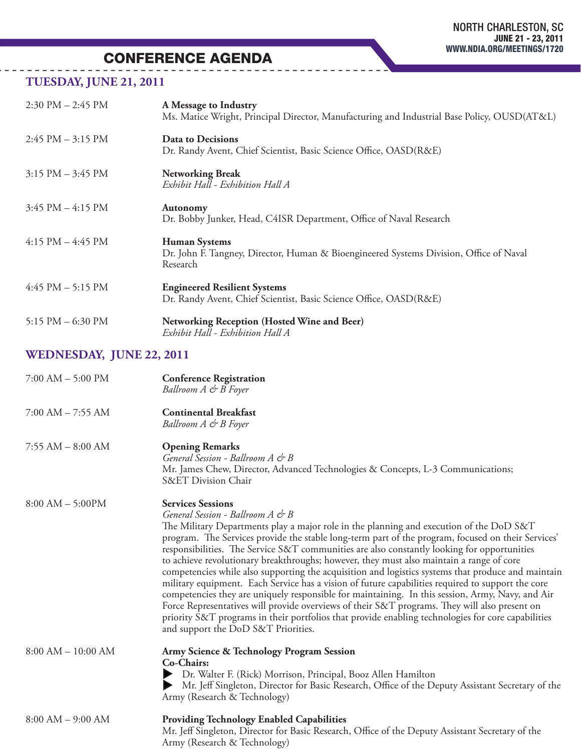## CONFERENCE AGENDA

### TUESDAY, JUNE 21, 2011

| | |
|---|---|
| 2:30 PM – 2:45 PM | **A Message to Industry**<br>Ms. Matice Wright, Principal Director, Manufacturing and Industrial Base Policy, OUSD(AT&L) |
| 2:45 PM – 3:15 PM | **Data to Decisions**<br>Dr. Randy Avent, Chief Scientist, Basic Science Office, OASD(R&E) |
| 3:15 PM – 3:45 PM | **Networking Break**<br>*Exhibit Hall - Exhibition Hall A* |
| 3:45 PM – 4:15 PM | **Autonomy**<br>Dr. Bobby Junker, Head, C4ISR Department, Office of Naval Research |
| 4:15 PM – 4:45 PM | **Human Systems**<br>Dr. John F. Tangney, Director, Human & Bioengineered Systems Division, Office of Naval Research |
| 4:45 PM – 5:15 PM | **Engineered Resilient Systems**<br>Dr. Randy Avent, Chief Scientist, Basic Science Office, OASD(R&E) |
| 5:15 PM – 6:30 PM | **Networking Reception (Hosted Wine and Beer)**<br>*Exhibit Hall - Exhibition Hall A* |

### WEDNESDAY, JUNE 22, 2011

| | |
|---|---|
| 7:00 AM – 5:00 PM | **Conference Registration**<br>*Ballroom A & B Foyer* |
| 7:00 AM – 7:55 AM | **Continental Breakfast**<br>*Ballroom A & B Foyer* |
| 7:55 AM – 8:00 AM | **Opening Remarks**<br>*General Session - Ballroom A & B*<br>Mr. James Chew, Director, Advanced Technologies & Concepts, L-3 Communications; S&ET Division Chair |
| 8:00 AM – 5:00PM | **Services Sessions**<br>*General Session - Ballroom A & B*<br>The Military Departments play a major role in the planning and execution of the DoD S&T program. The Services provide the stable long-term part of the program, focused on their Services' responsibilities. The Service S&T communities are also constantly looking for opportunities to achieve revolutionary breakthroughs; however, they must also maintain a range of core competencies while also supporting the acquisition and logistics systems that produce and maintain military equipment. Each Service has a vision of future capabilities required to support the core competencies they are uniquely responsible for maintaining. In this session, Army, Navy, and Air Force Representatives will provide overviews of their S&T programs. They will also present on priority S&T programs in their portfolios that provide enabling technologies for core capabilities and support the DoD S&T Priorities. |
| 8:00 AM – 10:00 AM | **Army Science & Technology Program Session**<br>**Co-Chairs:**<br>▶ Dr. Walter F. (Rick) Morrison, Principal, Booz Allen Hamilton<br>▶ Mr. Jeff Singleton, Director for Basic Research, Office of the Deputy Assistant Secretary of the Army (Research & Technology) |
| 8:00 AM – 9:00 AM | **Providing Technology Enabled Capabilities**<br>Mr. Jeff Singleton, Director for Basic Research, Office of the Deputy Assistant Secretary of the Army (Research & Technology) |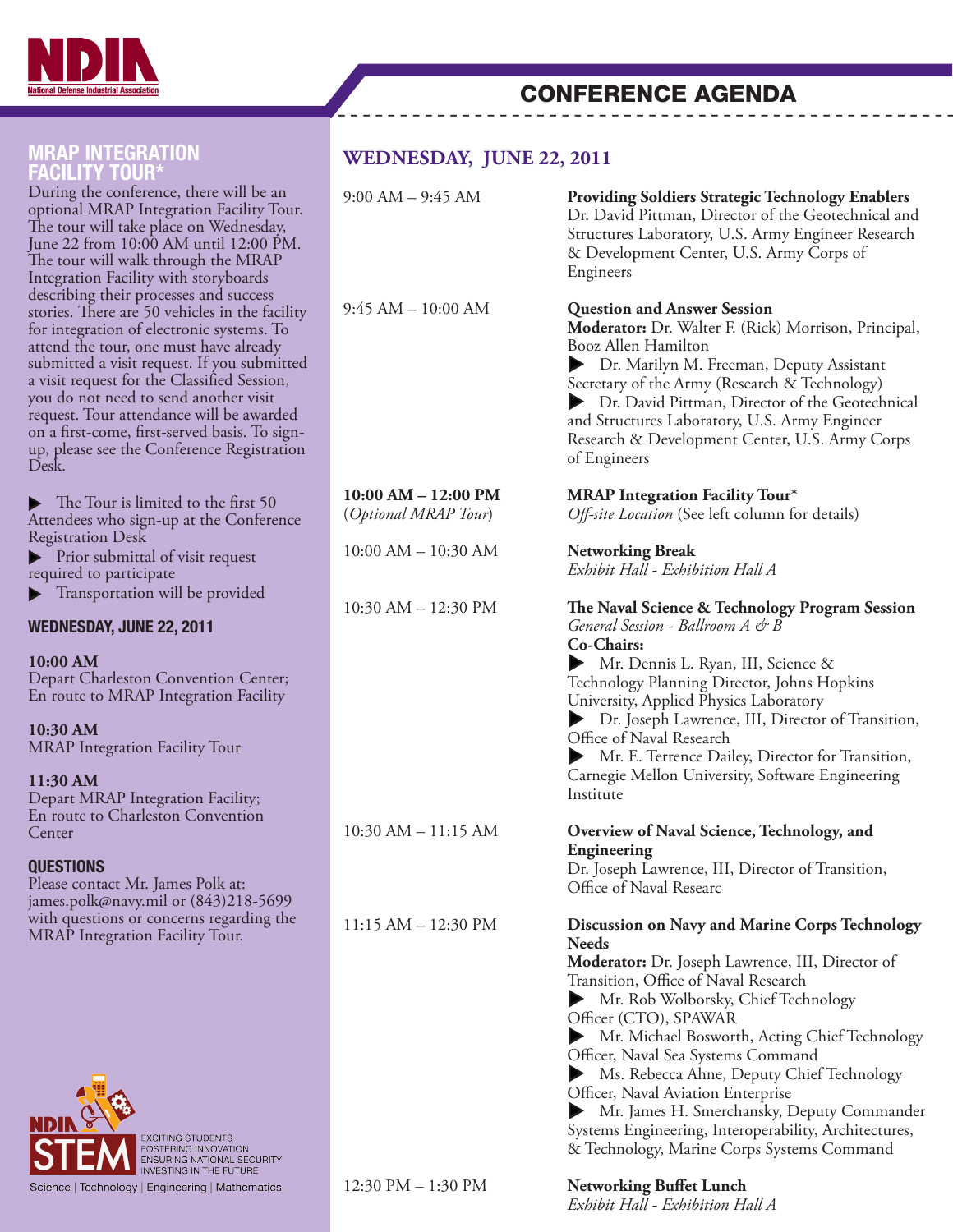# CONFERENCE AGENDA

## MRAP INTEGRATION FACILITY TOUR*

During the conference, there will be an optional MRAP Integration Facility Tour. The tour will take place on Wednesday, June 22 from 10:00 AM until 12:00 PM. The tour will walk through the MRAP Integration Facility with storyboards describing their processes and success stories. There are 50 vehicles in the facility for integration of electronic systems. To attend the tour, one must have already submitted a visit request. If you submitted a visit request for the Classified Session, you do not need to send another visit request. Tour attendance will be awarded on a first-come, first-served basis. To sign-up, please see the Conference Registration Desk.

- The Tour is limited to the first 50 Attendees who sign-up at the Conference Registration Desk
- Prior submittal of visit request required to participate
- Transportation will be provided

### WEDNESDAY, JUNE 22, 2011

**10:00 AM**
Depart Charleston Convention Center; En route to MRAP Integration Facility

**10:30 AM**
MRAP Integration Facility Tour

**11:30 AM**
Depart MRAP Integration Facility; En route to Charleston Convention Center

### QUESTIONS

Please contact Mr. James Polk at: james.polk@navy.mil or (843)218-5699 with questions or concerns regarding the MRAP Integration Facility Tour.

NDIA STEM — EXCITING STUDENTS, FOSTERING INNOVATION, ENSURING NATIONAL SECURITY, INVESTING IN THE FUTURE
Science | Technology | Engineering | Mathematics

## WEDNESDAY, JUNE 22, 2011

**9:00 AM – 9:45 AM**
**Providing Soldiers Strategic Technology Enablers**
Dr. David Pittman, Director of the Geotechnical and Structures Laboratory, U.S. Army Engineer Research & Development Center, U.S. Army Corps of Engineers

**9:45 AM – 10:00 AM**
**Question and Answer Session**
**Moderator:** Dr. Walter F. (Rick) Morrison, Principal, Booz Allen Hamilton
- Dr. Marilyn M. Freeman, Deputy Assistant Secretary of the Army (Research & Technology)
- Dr. David Pittman, Director of the Geotechnical and Structures Laboratory, U.S. Army Engineer Research & Development Center, U.S. Army Corps of Engineers

**10:00 AM – 12:00 PM** (*Optional MRAP Tour*)
**MRAP Integration Facility Tour***
*Off-site Location* (See left column for details)

**10:00 AM – 10:30 AM**
**Networking Break**
*Exhibit Hall - Exhibition Hall A*

**10:30 AM – 12:30 PM**
**The Naval Science & Technology Program Session**
*General Session - Ballroom A & B*
**Co-Chairs:**
- Mr. Dennis L. Ryan, III, Science & Technology Planning Director, Johns Hopkins University, Applied Physics Laboratory
- Dr. Joseph Lawrence, III, Director of Transition, Office of Naval Research
- Mr. E. Terrence Dailey, Director for Transition, Carnegie Mellon University, Software Engineering Institute

**10:30 AM – 11:15 AM**
**Overview of Naval Science, Technology, and Engineering**
Dr. Joseph Lawrence, III, Director of Transition, Office of Naval Researc

**11:15 AM – 12:30 PM**
**Discussion on Navy and Marine Corps Technology Needs**
**Moderator:** Dr. Joseph Lawrence, III, Director of Transition, Office of Naval Research
- Mr. Rob Wolborsky, Chief Technology Officer (CTO), SPAWAR
- Mr. Michael Bosworth, Acting Chief Technology Officer, Naval Sea Systems Command
- Ms. Rebecca Ahne, Deputy Chief Technology Officer, Naval Aviation Enterprise
- Mr. James H. Smerchansky, Deputy Commander Systems Engineering, Interoperability, Architectures, & Technology, Marine Corps Systems Command

**12:30 PM – 1:30 PM**
**Networking Buffet Lunch**
*Exhibit Hall - Exhibition Hall A*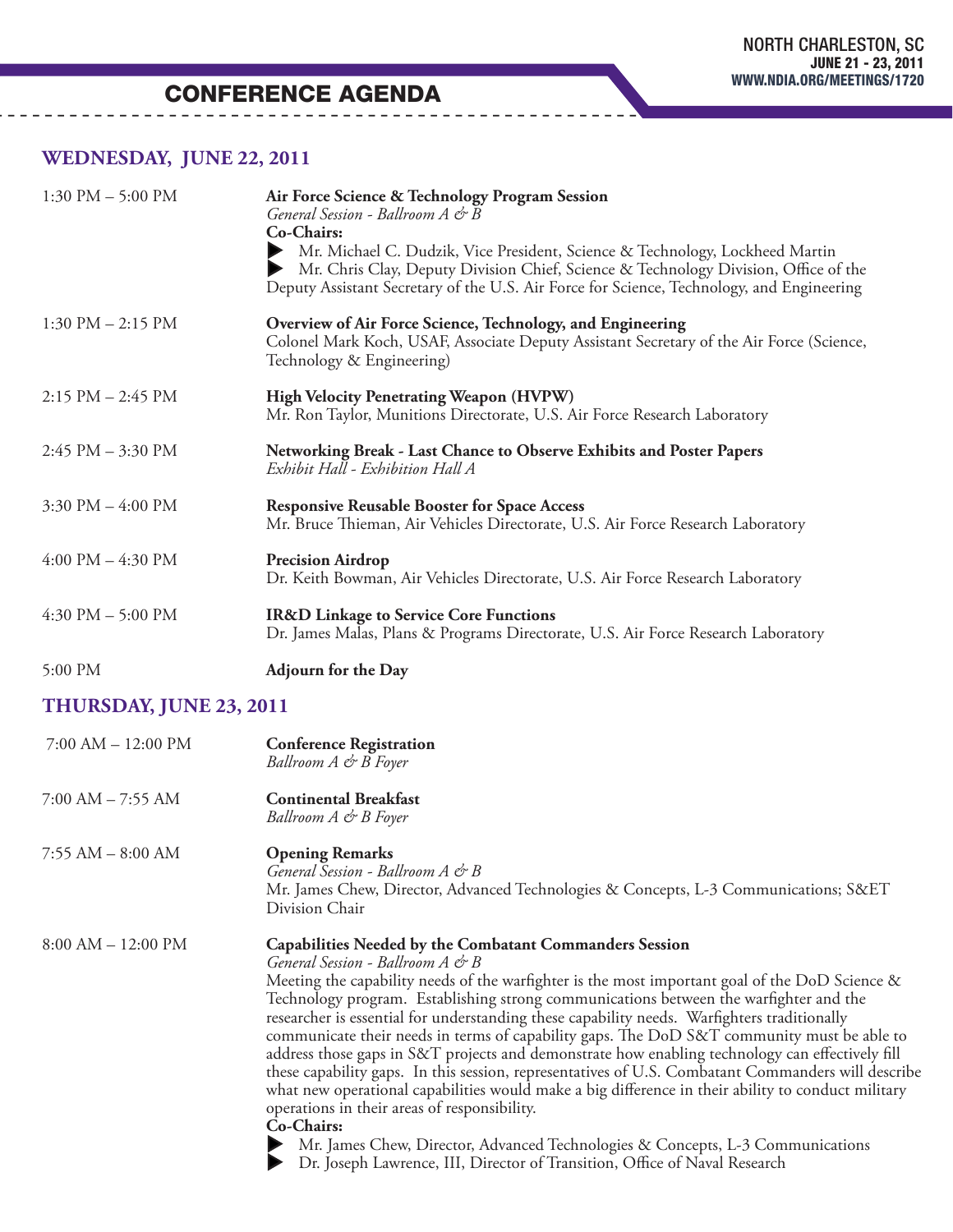# CONFERENCE AGENDA

## WEDNESDAY, JUNE 22, 2011

| | |
|---|---|
| 1:30 PM – 5:00 PM | **Air Force Science & Technology Program Session**<br>*General Session - Ballroom A & B*<br>**Co-Chairs:**<br>▶ Mr. Michael C. Dudzik, Vice President, Science & Technology, Lockheed Martin<br>▶ Mr. Chris Clay, Deputy Division Chief, Science & Technology Division, Office of the Deputy Assistant Secretary of the U.S. Air Force for Science, Technology, and Engineering |
| 1:30 PM – 2:15 PM | **Overview of Air Force Science, Technology, and Engineering**<br>Colonel Mark Koch, USAF, Associate Deputy Assistant Secretary of the Air Force (Science, Technology & Engineering) |
| 2:15 PM – 2:45 PM | **High Velocity Penetrating Weapon (HVPW)**<br>Mr. Ron Taylor, Munitions Directorate, U.S. Air Force Research Laboratory |
| 2:45 PM – 3:30 PM | **Networking Break - Last Chance to Observe Exhibits and Poster Papers**<br>*Exhibit Hall - Exhibition Hall A* |
| 3:30 PM – 4:00 PM | **Responsive Reusable Booster for Space Access**<br>Mr. Bruce Thieman, Air Vehicles Directorate, U.S. Air Force Research Laboratory |
| 4:00 PM – 4:30 PM | **Precision Airdrop**<br>Dr. Keith Bowman, Air Vehicles Directorate, U.S. Air Force Research Laboratory |
| 4:30 PM – 5:00 PM | **IR&D Linkage to Service Core Functions**<br>Dr. James Malas, Plans & Programs Directorate, U.S. Air Force Research Laboratory |
| 5:00 PM | **Adjourn for the Day** |

## THURSDAY, JUNE 23, 2011

| | |
|---|---|
| 7:00 AM – 12:00 PM | **Conference Registration**<br>*Ballroom A & B Foyer* |
| 7:00 AM – 7:55 AM | **Continental Breakfast**<br>*Ballroom A & B Foyer* |
| 7:55 AM – 8:00 AM | **Opening Remarks**<br>*General Session - Ballroom A & B*<br>Mr. James Chew, Director, Advanced Technologies & Concepts, L-3 Communications; S&ET Division Chair |
| 8:00 AM – 12:00 PM | **Capabilities Needed by the Combatant Commanders Session**<br>*General Session - Ballroom A & B*<br>Meeting the capability needs of the warfighter is the most important goal of the DoD Science & Technology program. Establishing strong communications between the warfighter and the researcher is essential for understanding these capability needs. Warfighters traditionally communicate their needs in terms of capability gaps. The DoD S&T community must be able to address those gaps in S&T projects and demonstrate how enabling technology can effectively fill these capability gaps. In this session, representatives of U.S. Combatant Commanders will describe what new operational capabilities would make a big difference in their ability to conduct military operations in their areas of responsibility.<br>**Co-Chairs:**<br>▶ Mr. James Chew, Director, Advanced Technologies & Concepts, L-3 Communications<br>▶ Dr. Joseph Lawrence, III, Director of Transition, Office of Naval Research |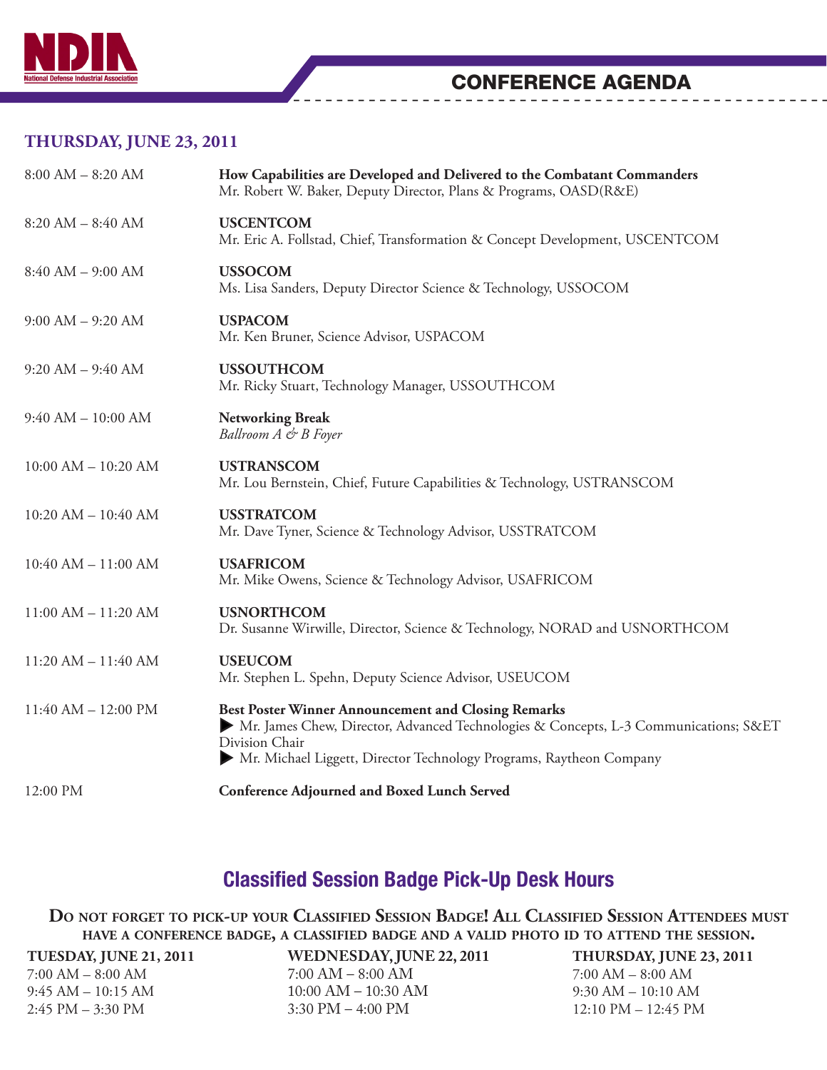## THURSDAY, JUNE 23, 2011

| | |
|---|---|
| 8:00 AM – 8:20 AM | **How Capabilities are Developed and Delivered to the Combatant Commanders**<br>Mr. Robert W. Baker, Deputy Director, Plans & Programs, OASD(R&E) |
| 8:20 AM – 8:40 AM | **USCENTCOM**<br>Mr. Eric A. Follstad, Chief, Transformation & Concept Development, USCENTCOM |
| 8:40 AM – 9:00 AM | **USSOCOM**<br>Ms. Lisa Sanders, Deputy Director Science & Technology, USSOCOM |
| 9:00 AM – 9:20 AM | **USPACOM**<br>Mr. Ken Bruner, Science Advisor, USPACOM |
| 9:20 AM – 9:40 AM | **USSOUTHCOM**<br>Mr. Ricky Stuart, Technology Manager, USSOUTHCOM |
| 9:40 AM – 10:00 AM | **Networking Break**<br>*Ballroom A & B Foyer* |
| 10:00 AM – 10:20 AM | **USTRANSCOM**<br>Mr. Lou Bernstein, Chief, Future Capabilities & Technology, USTRANSCOM |
| 10:20 AM – 10:40 AM | **USSTRATCOM**<br>Mr. Dave Tyner, Science & Technology Advisor, USSTRATCOM |
| 10:40 AM – 11:00 AM | **USAFRICOM**<br>Mr. Mike Owens, Science & Technology Advisor, USAFRICOM |
| 11:00 AM – 11:20 AM | **USNORTHCOM**<br>Dr. Susanne Wirwille, Director, Science & Technology, NORAD and USNORTHCOM |
| 11:20 AM – 11:40 AM | **USEUCOM**<br>Mr. Stephen L. Spehn, Deputy Science Advisor, USEUCOM |
| 11:40 AM – 12:00 PM | **Best Poster Winner Announcement and Closing Remarks**<br>▶ Mr. James Chew, Director, Advanced Technologies & Concepts, L-3 Communications; S&ET Division Chair<br>▶ Mr. Michael Liggett, Director Technology Programs, Raytheon Company |
| 12:00 PM | **Conference Adjourned and Boxed Lunch Served** |

## Classified Session Badge Pick-Up Desk Hours

**Do not forget to pick-up your Classified Session Badge! All Classified Session Attendees must have a conference badge, a classified badge and a valid photo ID to attend the session.**

| TUESDAY, JUNE 21, 2011 | WEDNESDAY, JUNE 22, 2011 | THURSDAY, JUNE 23, 2011 |
|---|---|---|
| 7:00 AM – 8:00 AM | 7:00 AM – 8:00 AM | 7:00 AM – 8:00 AM |
| 9:45 AM – 10:15 AM | 10:00 AM – 10:30 AM | 9:30 AM – 10:10 AM |
| 2:45 PM – 3:30 PM | 3:30 PM – 4:00 PM | 12:10 PM – 12:45 PM |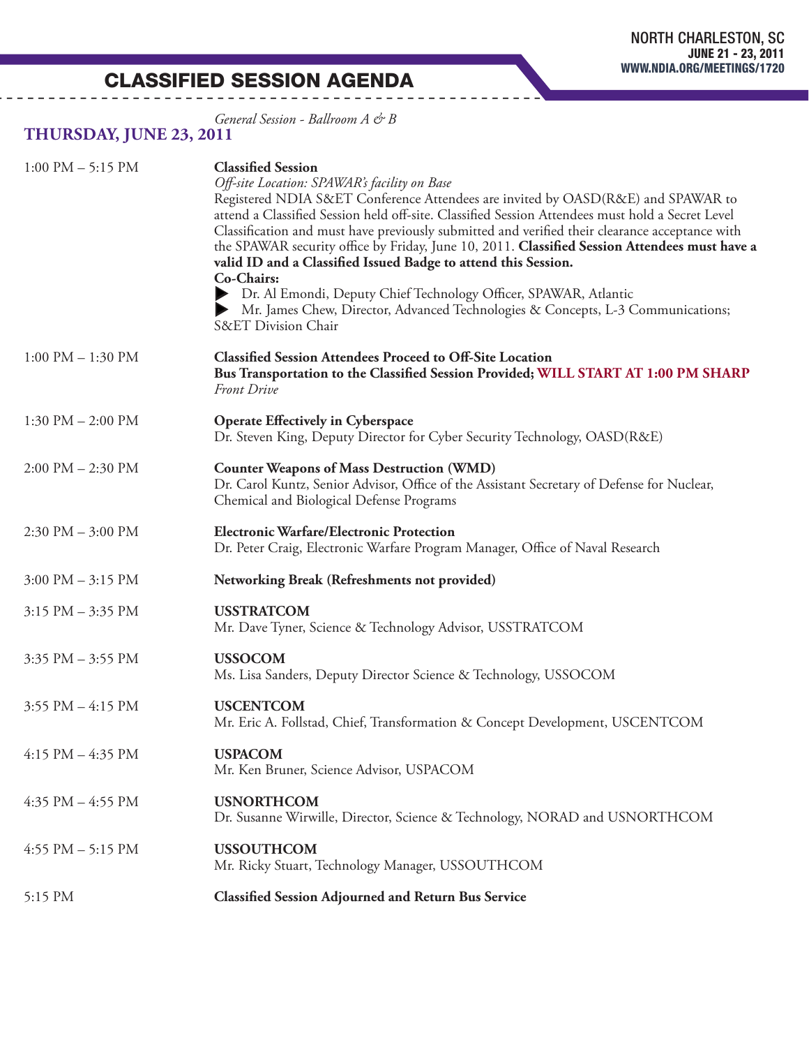# CLASSIFIED SESSION AGENDA

*General Session - Ballroom A & B*

## THURSDAY, JUNE 23, 2011

| | |
|---|---|
| 1:00 PM – 5:15 PM | **Classified Session**<br>*Off-site Location: SPAWAR's facility on Base*<br>Registered NDIA S&ET Conference Attendees are invited by OASD(R&E) and SPAWAR to attend a Classified Session held off-site. Classified Session Attendees must hold a Secret Level Classification and must have previously submitted and verified their clearance acceptance with the SPAWAR security office by Friday, June 10, 2011. **Classified Session Attendees must have a valid ID and a Classified Issued Badge to attend this Session.**<br>**Co-Chairs:**<br>▶ Dr. Al Emondi, Deputy Chief Technology Officer, SPAWAR, Atlantic<br>▶ Mr. James Chew, Director, Advanced Technologies & Concepts, L-3 Communications; S&ET Division Chair |
| 1:00 PM – 1:30 PM | **Classified Session Attendees Proceed to Off-Site Location**<br>**Bus Transportation to the Classified Session Provided; WILL START AT 1:00 PM SHARP**<br>*Front Drive* |
| 1:30 PM – 2:00 PM | **Operate Effectively in Cyberspace**<br>Dr. Steven King, Deputy Director for Cyber Security Technology, OASD(R&E) |
| 2:00 PM – 2:30 PM | **Counter Weapons of Mass Destruction (WMD)**<br>Dr. Carol Kuntz, Senior Advisor, Office of the Assistant Secretary of Defense for Nuclear, Chemical and Biological Defense Programs |
| 2:30 PM – 3:00 PM | **Electronic Warfare/Electronic Protection**<br>Dr. Peter Craig, Electronic Warfare Program Manager, Office of Naval Research |
| 3:00 PM – 3:15 PM | **Networking Break (Refreshments not provided)** |
| 3:15 PM – 3:35 PM | **USSTRATCOM**<br>Mr. Dave Tyner, Science & Technology Advisor, USSTRATCOM |
| 3:35 PM – 3:55 PM | **USSOCOM**<br>Ms. Lisa Sanders, Deputy Director Science & Technology, USSOCOM |
| 3:55 PM – 4:15 PM | **USCENTCOM**<br>Mr. Eric A. Follstad, Chief, Transformation & Concept Development, USCENTCOM |
| 4:15 PM – 4:35 PM | **USPACOM**<br>Mr. Ken Bruner, Science Advisor, USPACOM |
| 4:35 PM – 4:55 PM | **USNORTHCOM**<br>Dr. Susanne Wirwille, Director, Science & Technology, NORAD and USNORTHCOM |
| 4:55 PM – 5:15 PM | **USSOUTHCOM**<br>Mr. Ricky Stuart, Technology Manager, USSOUTHCOM |
| 5:15 PM | **Classified Session Adjourned and Return Bus Service** |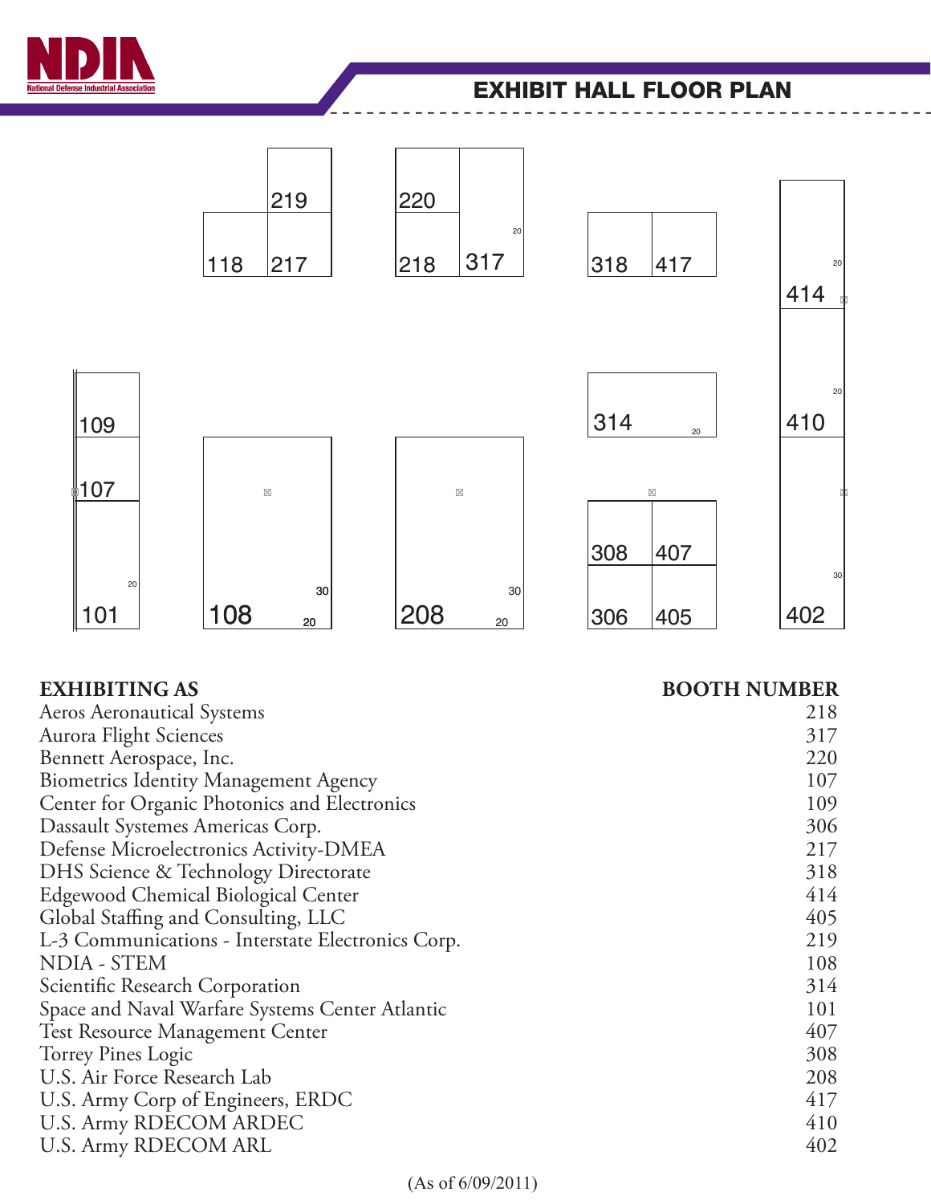# EXHIBIT HALL FLOOR PLAN

| EXHIBITING AS | BOOTH NUMBER |
| --- | --- |
| Aeros Aeronautical Systems | 218 |
| Aurora Flight Sciences | 317 |
| Bennett Aerospace, Inc. | 220 |
| Biometrics Identity Management Agency | 107 |
| Center for Organic Photonics and Electronics | 109 |
| Dassault Systemes Americas Corp. | 306 |
| Defense Microelectronics Activity-DMEA | 217 |
| DHS Science & Technology Directorate | 318 |
| Edgewood Chemical Biological Center | 414 |
| Global Staffing and Consulting, LLC | 405 |
| L-3 Communications - Interstate Electronics Corp. | 219 |
| NDIA - STEM | 108 |
| Scientific Research Corporation | 314 |
| Space and Naval Warfare Systems Center Atlantic | 101 |
| Test Resource Management Center | 407 |
| Torrey Pines Logic | 308 |
| U.S. Air Force Research Lab | 208 |
| U.S. Army Corp of Engineers, ERDC | 417 |
| U.S. Army RDECOM ARDEC | 410 |
| U.S. Army RDECOM ARL | 402 |

(As of 6/09/2011)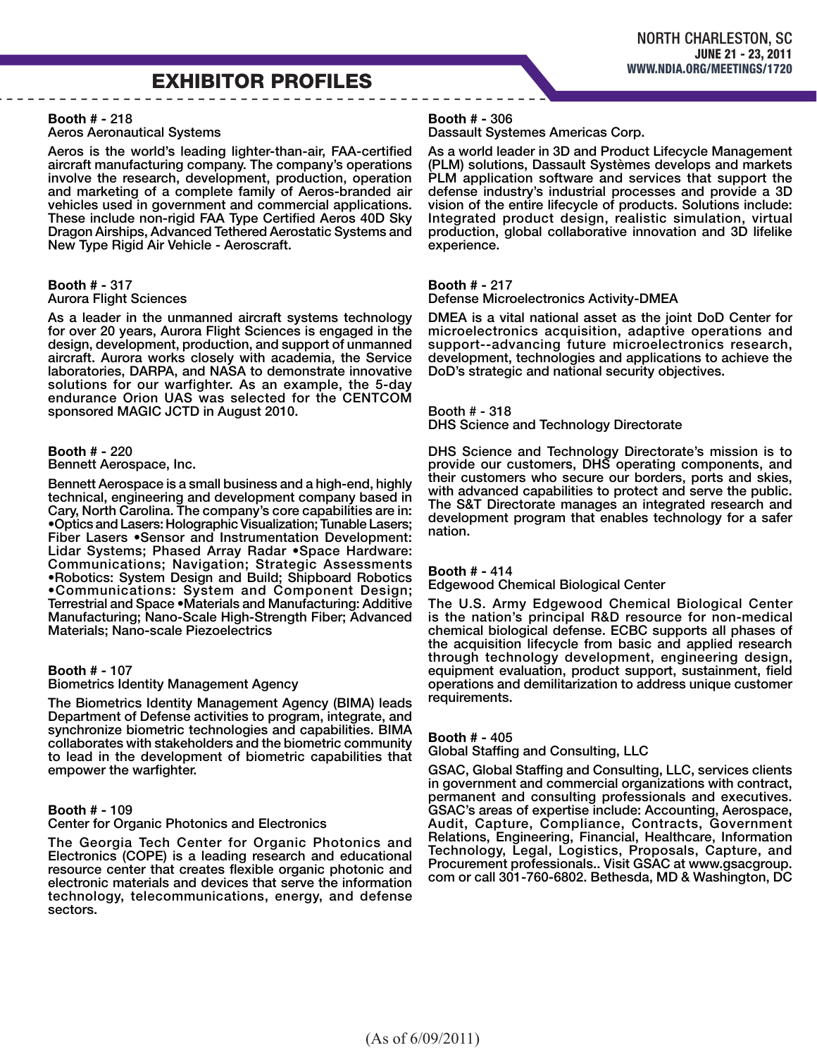## EXHIBITOR PROFILES

**Booth # -** 218
Aeros Aeronautical Systems

Aeros is the world's leading lighter-than-air, FAA-certified aircraft manufacturing company. The company's operations involve the research, development, production, operation and marketing of a complete family of Aeros-branded air vehicles used in government and commercial applications. These include non-rigid FAA Type Certified Aeros 40D Sky Dragon Airships, Advanced Tethered Aerostatic Systems and New Type Rigid Air Vehicle - Aeroscraft.

**Booth # -** 317
Aurora Flight Sciences

As a leader in the unmanned aircraft systems technology for over 20 years, Aurora Flight Sciences is engaged in the design, development, production, and support of unmanned aircraft. Aurora works closely with academia, the Service laboratories, DARPA, and NASA to demonstrate innovative solutions for our warfighter. As an example, the 5-day endurance Orion UAS was selected for the CENTCOM sponsored MAGIC JCTD in August 2010.

**Booth # -** 220
Bennett Aerospace, Inc.

Bennett Aerospace is a small business and a high-end, highly technical, engineering and development company based in Cary, North Carolina. The company's core capabilities are in: •Optics and Lasers: Holographic Visualization; Tunable Lasers; Fiber Lasers •Sensor and Instrumentation Development: Lidar Systems; Phased Array Radar •Space Hardware: Communications; Navigation; Strategic Assessments •Robotics: System Design and Build; Shipboard Robotics •Communications: System and Component Design; Terrestrial and Space •Materials and Manufacturing: Additive Manufacturing; Nano-Scale High-Strength Fiber; Advanced Materials; Nano-scale Piezoelectrics

**Booth # -** 107
Biometrics Identity Management Agency

The Biometrics Identity Management Agency (BIMA) leads Department of Defense activities to program, integrate, and synchronize biometric technologies and capabilities. BIMA collaborates with stakeholders and the biometric community to lead in the development of biometric capabilities that empower the warfighter.

**Booth # -** 109
Center for Organic Photonics and Electronics

The Georgia Tech Center for Organic Photonics and Electronics (COPE) is a leading research and educational resource center that creates flexible organic photonic and electronic materials and devices that serve the information technology, telecommunications, energy, and defense sectors.

**Booth # -** 306
Dassault Systemes Americas Corp.

As a world leader in 3D and Product Lifecycle Management (PLM) solutions, Dassault Systèmes develops and markets PLM application software and services that support the defense industry's industrial processes and provide a 3D vision of the entire lifecycle of products. Solutions include: Integrated product design, realistic simulation, virtual production, global collaborative innovation and 3D lifelike experience.

**Booth # -** 217
Defense Microelectronics Activity-DMEA

DMEA is a vital national asset as the joint DoD Center for microelectronics acquisition, adaptive operations and support--advancing future microelectronics research, development, technologies and applications to achieve the DoD's strategic and national security objectives.

Booth # - 318
DHS Science and Technology Directorate

DHS Science and Technology Directorate's mission is to provide our customers, DHS operating components, and their customers who secure our borders, ports and skies, with advanced capabilities to protect and serve the public. The S&T Directorate manages an integrated research and development program that enables technology for a safer nation.

**Booth # -** 414
Edgewood Chemical Biological Center

The U.S. Army Edgewood Chemical Biological Center is the nation's principal R&D resource for non-medical chemical biological defense. ECBC supports all phases of the acquisition lifecycle from basic and applied research through technology development, engineering design, equipment evaluation, product support, sustainment, field operations and demilitarization to address unique customer requirements.

**Booth # -** 405
Global Staffing and Consulting, LLC

GSAC, Global Staffing and Consulting, LLC, services clients in government and commercial organizations with contract, permanent and consulting professionals and executives. GSAC's areas of expertise include: Accounting, Aerospace, Audit, Capture, Compliance, Contracts, Government Relations, Engineering, Financial, Healthcare, Information Technology, Legal, Logistics, Proposals, Capture, and Procurement professionals.. Visit GSAC at www.gsacgroup.com or call 301-760-6802. Bethesda, MD & Washington, DC

(As of 6/09/2011)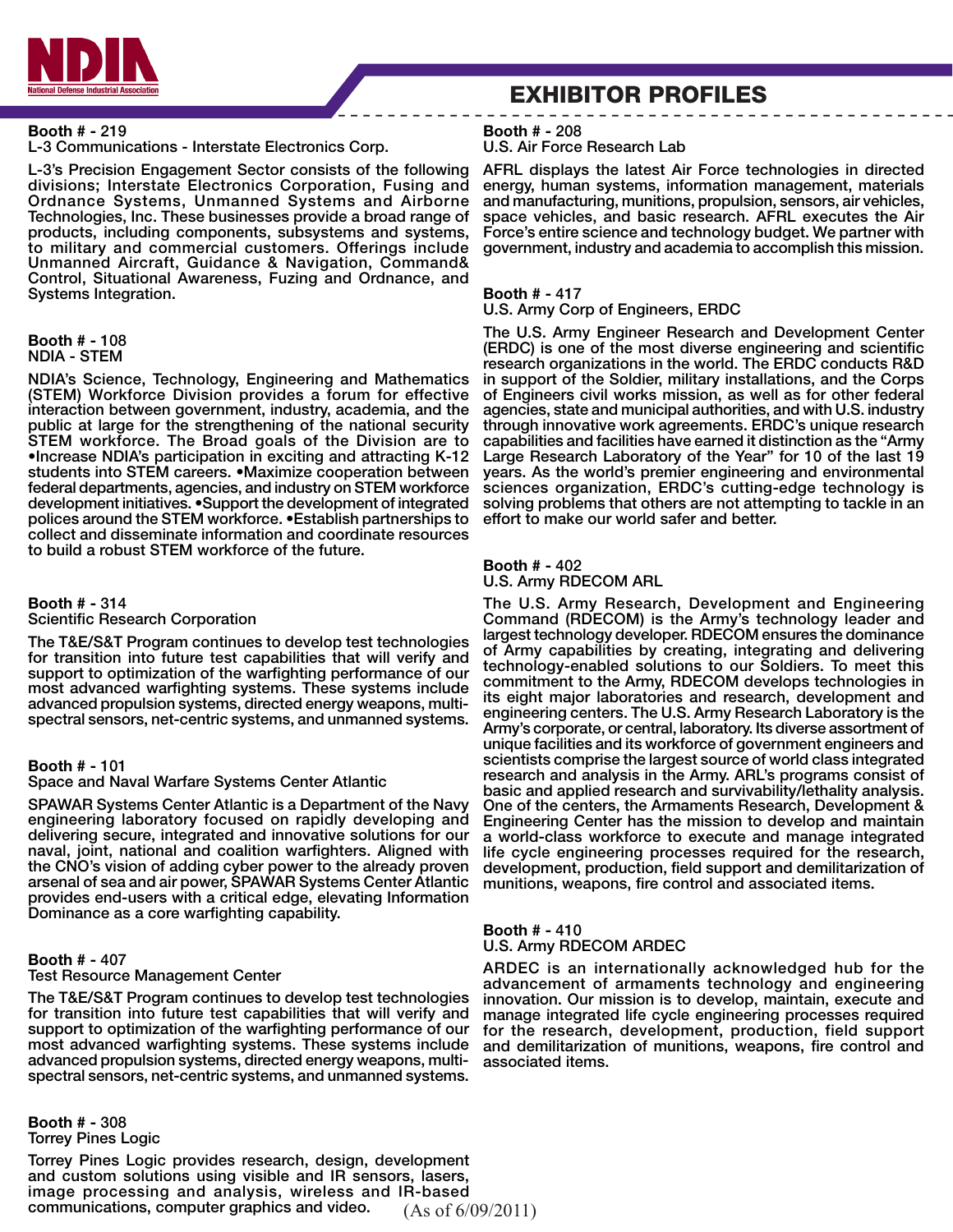# EXHIBITOR PROFILES

**Booth # -** 219
L-3 Communications - Interstate Electronics Corp.

**L-3's Precision Engagement Sector consists of the following divisions; Interstate Electronics Corporation, Fusing and Ordnance Systems, Unmanned Systems and Airborne Technologies, Inc. These businesses provide a broad range of products, including components, subsystems and systems, to military and commercial customers. Offerings include Unmanned Aircraft, Guidance & Navigation, Command& Control, Situational Awareness, Fuzing and Ordnance, and Systems Integration.**

**Booth # -** 108
NDIA - STEM

**NDIA's Science, Technology, Engineering and Mathematics (STEM) Workforce Division provides a forum for effective interaction between government, industry, academia, and the public at large for the strengthening of the national security STEM workforce. The Broad goals of the Division are to •Increase NDIA's participation in exciting and attracting K-12 students into STEM careers. •Maximize cooperation between federal departments, agencies, and industry on STEM workforce development initiatives. •Support the development of integrated polices around the STEM workforce. •Establish partnerships to collect and disseminate information and coordinate resources to build a robust STEM workforce of the future.**

**Booth # -** 314
Scientific Research Corporation

**The T&E/S&T Program continues to develop test technologies for transition into future test capabilities that will verify and support to optimization of the warfighting performance of our most advanced warfighting systems. These systems include advanced propulsion systems, directed energy weapons, multi-spectral sensors, net-centric systems, and unmanned systems.**

**Booth # -** 101
Space and Naval Warfare Systems Center Atlantic

**SPAWAR Systems Center Atlantic is a Department of the Navy engineering laboratory focused on rapidly developing and delivering secure, integrated and innovative solutions for our naval, joint, national and coalition warfighters. Aligned with the CNO's vision of adding cyber power to the already proven arsenal of sea and air power, SPAWAR Systems Center Atlantic provides end-users with a critical edge, elevating Information Dominance as a core warfighting capability.**

**Booth # -** 407
Test Resource Management Center

**The T&E/S&T Program continues to develop test technologies for transition into future test capabilities that will verify and support to optimization of the warfighting performance of our most advanced warfighting systems. These systems include advanced propulsion systems, directed energy weapons, multi-spectral sensors, net-centric systems, and unmanned systems.**

**Booth # -** 308
Torrey Pines Logic

**Torrey Pines Logic provides research, design, development and custom solutions using visible and IR sensors, lasers, image processing and analysis, wireless and IR-based communications, computer graphics and video.**

**Booth # -** 208
U.S. Air Force Research Lab

**AFRL displays the latest Air Force technologies in directed energy, human systems, information management, materials and manufacturing, munitions, propulsion, sensors, air vehicles, space vehicles, and basic research. AFRL executes the Air Force's entire science and technology budget. We partner with government, industry and academia to accomplish this mission.**

**Booth # -** 417
U.S. Army Corp of Engineers, ERDC

**The U.S. Army Engineer Research and Development Center (ERDC) is one of the most diverse engineering and scientific research organizations in the world. The ERDC conducts R&D in support of the Soldier, military installations, and the Corps of Engineers civil works mission, as well as for other federal agencies, state and municipal authorities, and with U.S. industry through innovative work agreements. ERDC's unique research capabilities and facilities have earned it distinction as the "Army Large Research Laboratory of the Year" for 10 of the last 19 years. As the world's premier engineering and environmental sciences organization, ERDC's cutting-edge technology is solving problems that others are not attempting to tackle in an effort to make our world safer and better.**

**Booth # -** 402
U.S. Army RDECOM ARL

**The U.S. Army Research, Development and Engineering Command (RDECOM) is the Army's technology leader and largest technology developer. RDECOM ensures the dominance of Army capabilities by creating, integrating and delivering technology-enabled solutions to our Soldiers. To meet this commitment to the Army, RDECOM develops technologies in its eight major laboratories and research, development and engineering centers. The U.S. Army Research Laboratory is the Army's corporate, or central, laboratory. Its diverse assortment of unique facilities and its workforce of government engineers and scientists comprise the largest source of world class integrated research and analysis in the Army. ARL's programs consist of basic and applied research and survivability/lethality analysis. One of the centers, the Armaments Research, Development & Engineering Center has the mission to develop and maintain a world-class workforce to execute and manage integrated life cycle engineering processes required for the research, development, production, field support and demilitarization of munitions, weapons, fire control and associated items.**

**Booth # -** 410
U.S. Army RDECOM ARDEC

**ARDEC is an internationally acknowledged hub for the advancement of armaments technology and engineering innovation. Our mission is to develop, maintain, execute and manage integrated life cycle engineering processes required for the research, development, production, field support and demilitarization of munitions, weapons, fire control and associated items.**

(As of 6/09/2011)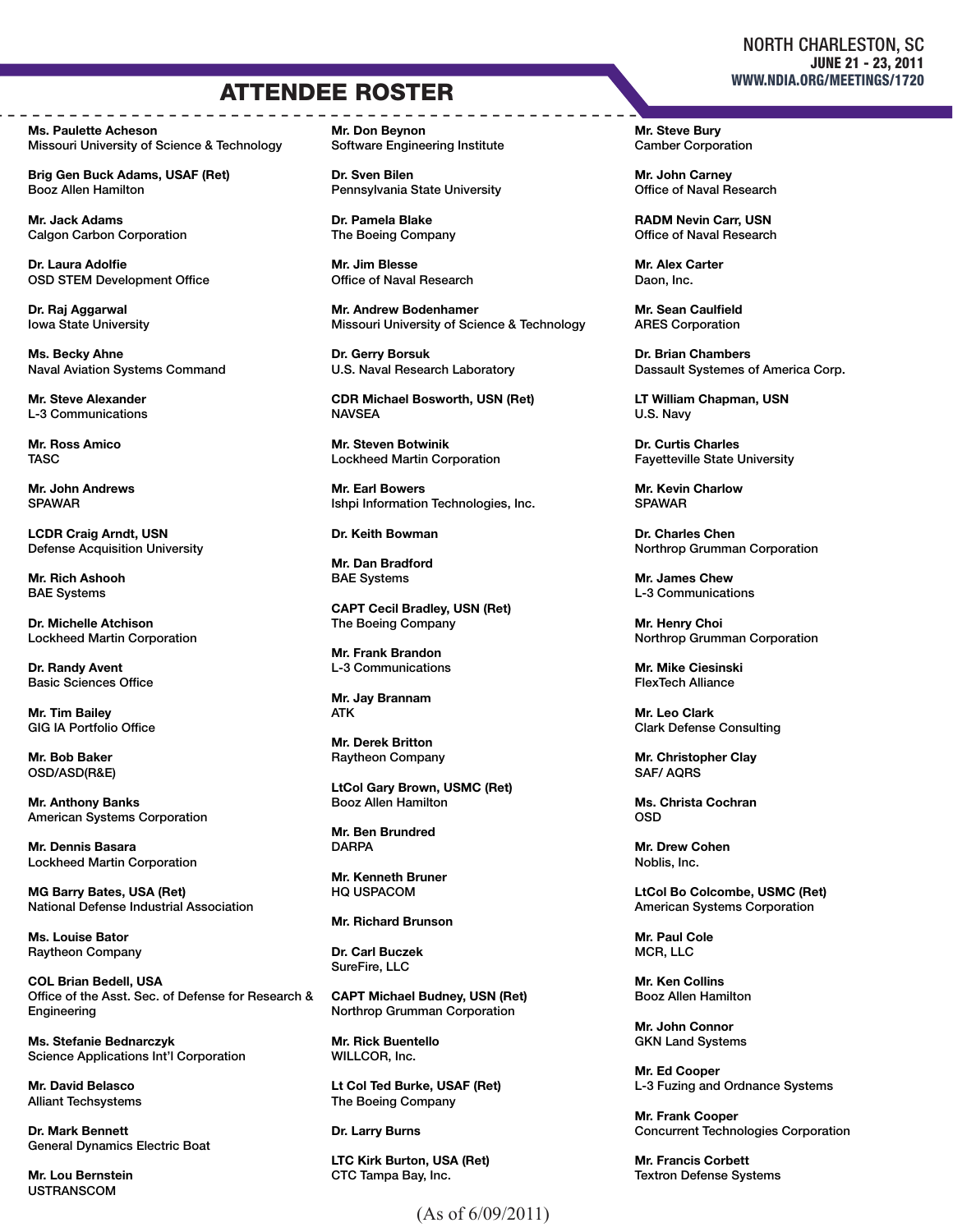## ATTENDEE ROSTER

**Ms. Paulette Acheson**
Missouri University of Science & Technology

**Brig Gen Buck Adams, USAF (Ret)**
Booz Allen Hamilton

**Mr. Jack Adams**
Calgon Carbon Corporation

**Dr. Laura Adolfie**
OSD STEM Development Office

**Dr. Raj Aggarwal**
Iowa State University

**Ms. Becky Ahne**
Naval Aviation Systems Command

**Mr. Steve Alexander**
L-3 Communications

**Mr. Ross Amico**
TASC

**Mr. John Andrews**
SPAWAR

**LCDR Craig Arndt, USN**
Defense Acquisition University

**Mr. Rich Ashooh**
BAE Systems

**Dr. Michelle Atchison**
Lockheed Martin Corporation

**Dr. Randy Avent**
Basic Sciences Office

**Mr. Tim Bailey**
GIG IA Portfolio Office

**Mr. Bob Baker**
OSD/ASD(R&E)

**Mr. Anthony Banks**
American Systems Corporation

**Mr. Dennis Basara**
Lockheed Martin Corporation

**MG Barry Bates, USA (Ret)**
National Defense Industrial Association

**Ms. Louise Bator**
Raytheon Company

**COL Brian Bedell, USA**
Office of the Asst. Sec. of Defense for Research & Engineering

**Ms. Stefanie Bednarczyk**
Science Applications Int'l Corporation

**Mr. David Belasco**
Alliant Techsystems

**Dr. Mark Bennett**
General Dynamics Electric Boat

**Mr. Lou Bernstein**
USTRANSCOM

**Mr. Don Beynon**
Software Engineering Institute

**Dr. Sven Bilen**
Pennsylvania State University

**Dr. Pamela Blake**
The Boeing Company

**Mr. Jim Blesse**
Office of Naval Research

**Mr. Andrew Bodenhamer**
Missouri University of Science & Technology

**Dr. Gerry Borsuk**
U.S. Naval Research Laboratory

**CDR Michael Bosworth, USN (Ret)**
NAVSEA

**Mr. Steven Botwinik**
Lockheed Martin Corporation

**Mr. Earl Bowers**
Ishpi Information Technologies, Inc.

**Dr. Keith Bowman**

**Mr. Dan Bradford**
BAE Systems

**CAPT Cecil Bradley, USN (Ret)**
The Boeing Company

**Mr. Frank Brandon**
L-3 Communications

**Mr. Jay Brannam**
ATK

**Mr. Derek Britton**
Raytheon Company

**LtCol Gary Brown, USMC (Ret)**
Booz Allen Hamilton

**Mr. Ben Brundred**
DARPA

**Mr. Kenneth Bruner**
HQ USPACOM

**Mr. Richard Brunson**

**Dr. Carl Buczek**
SureFire, LLC

**CAPT Michael Budney, USN (Ret)**
Northrop Grumman Corporation

**Mr. Rick Buentello**
WILLCOR, Inc.

**Lt Col Ted Burke, USAF (Ret)**
The Boeing Company

**Dr. Larry Burns**

**LTC Kirk Burton, USA (Ret)**
CTC Tampa Bay, Inc.

**Mr. Steve Bury**
Camber Corporation

**Mr. John Carney**
Office of Naval Research

**RADM Nevin Carr, USN**
Office of Naval Research

**Mr. Alex Carter**
Daon, Inc.

**Mr. Sean Caulfield**
ARES Corporation

**Dr. Brian Chambers**
Dassault Systemes of America Corp.

**LT William Chapman, USN**
U.S. Navy

**Dr. Curtis Charles**
Fayetteville State University

**Mr. Kevin Charlow**
SPAWAR

**Dr. Charles Chen**
Northrop Grumman Corporation

**Mr. James Chew**
L-3 Communications

**Mr. Henry Choi**
Northrop Grumman Corporation

**Mr. Mike Ciesinski**
FlexTech Alliance

**Mr. Leo Clark**
Clark Defense Consulting

**Mr. Christopher Clay**
SAF/ AQRS

**Ms. Christa Cochran**
OSD

**Mr. Drew Cohen**
Noblis, Inc.

**LtCol Bo Colcombe, USMC (Ret)**
American Systems Corporation

**Mr. Paul Cole**
MCR, LLC

**Mr. Ken Collins**
Booz Allen Hamilton

**Mr. John Connor**
GKN Land Systems

**Mr. Ed Cooper**
L-3 Fuzing and Ordnance Systems

**Mr. Frank Cooper**
Concurrent Technologies Corporation

**Mr. Francis Corbett**
Textron Defense Systems

(As of 6/09/2011)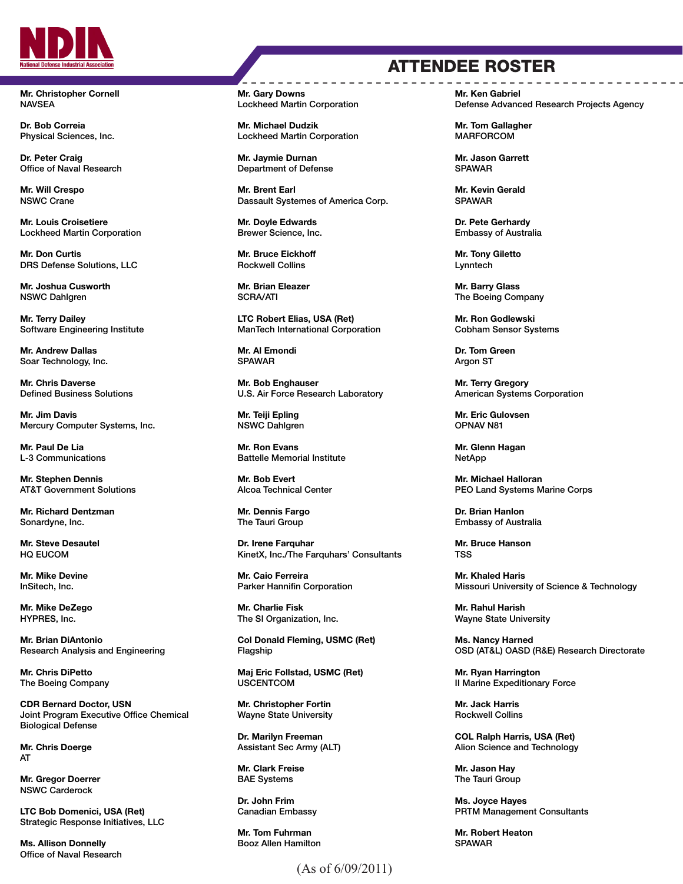# ATTENDEE ROSTER

**Mr. Christopher Cornell**
NAVSEA

**Dr. Bob Correia**
Physical Sciences, Inc.

**Dr. Peter Craig**
Office of Naval Research

**Mr. Will Crespo**
NSWC Crane

**Mr. Louis Croisetiere**
Lockheed Martin Corporation

**Mr. Don Curtis**
DRS Defense Solutions, LLC

**Mr. Joshua Cusworth**
NSWC Dahlgren

**Mr. Terry Dailey**
Software Engineering Institute

**Mr. Andrew Dallas**
Soar Technology, Inc.

**Mr. Chris Daverse**
Defined Business Solutions

**Mr. Jim Davis**
Mercury Computer Systems, Inc.

**Mr. Paul De Lia**
L-3 Communications

**Mr. Stephen Dennis**
AT&T Government Solutions

**Mr. Richard Dentzman**
Sonardyne, Inc.

**Mr. Steve Desautel**
HQ EUCOM

**Mr. Mike Devine**
InSitech, Inc.

**Mr. Mike DeZego**
HYPRES, Inc.

**Mr. Brian DiAntonio**
Research Analysis and Engineering

**Mr. Chris DiPetto**
The Boeing Company

**CDR Bernard Doctor, USN**
Joint Program Executive Office Chemical Biological Defense

**Mr. Chris Doerge**
AT

**Mr. Gregor Doerrer**
NSWC Carderock

**LTC Bob Domenici, USA (Ret)**
Strategic Response Initiatives, LLC

**Ms. Allison Donnelly**
Office of Naval Research

**Mr. Gary Downs**
Lockheed Martin Corporation

**Mr. Michael Dudzik**
Lockheed Martin Corporation

**Mr. Jaymie Durnan**
Department of Defense

**Mr. Brent Earl**
Dassault Systemes of America Corp.

**Mr. Doyle Edwards**
Brewer Science, Inc.

**Mr. Bruce Eickhoff**
Rockwell Collins

**Mr. Brian Eleazer**
SCRA/ATI

**LTC Robert Elias, USA (Ret)**
ManTech International Corporation

**Mr. Al Emondi**
SPAWAR

**Mr. Bob Enghauser**
U.S. Air Force Research Laboratory

**Mr. Teiji Epling**
NSWC Dahlgren

**Mr. Ron Evans**
Battelle Memorial Institute

**Mr. Bob Evert**
Alcoa Technical Center

**Mr. Dennis Fargo**
The Tauri Group

**Dr. Irene Farquhar**
KinetX, Inc./The Farquhars' Consultants

**Mr. Caio Ferreira**
Parker Hannifin Corporation

**Mr. Charlie Fisk**
The SI Organization, Inc.

**Col Donald Fleming, USMC (Ret)**
Flagship

**Maj Eric Follstad, USMC (Ret)**
USCENTCOM

**Mr. Christopher Fortin**
Wayne State University

**Dr. Marilyn Freeman**
Assistant Sec Army (ALT)

**Mr. Clark Freise**
BAE Systems

**Dr. John Frim**
Canadian Embassy

**Mr. Tom Fuhrman**
Booz Allen Hamilton

**Mr. Ken Gabriel**
Defense Advanced Research Projects Agency

**Mr. Tom Gallagher**
MARFORCOM

**Mr. Jason Garrett**
SPAWAR

**Mr. Kevin Gerald**
SPAWAR

**Dr. Pete Gerhardy**
Embassy of Australia

**Mr. Tony Giletto**
Lynntech

**Mr. Barry Glass**
The Boeing Company

**Mr. Ron Godlewski**
Cobham Sensor Systems

**Dr. Tom Green**
Argon ST

**Mr. Terry Gregory**
American Systems Corporation

**Mr. Eric Gulovsen**
OPNAV N81

**Mr. Glenn Hagan**
NetApp

**Mr. Michael Halloran**
PEO Land Systems Marine Corps

**Dr. Brian Hanlon**
Embassy of Australia

**Mr. Bruce Hanson**
TSS

**Mr. Khaled Haris**
Missouri University of Science & Technology

**Mr. Rahul Harish**
Wayne State University

**Ms. Nancy Harned**
OSD (AT&L) OASD (R&E) Research Directorate

**Mr. Ryan Harrington**
II Marine Expeditionary Force

**Mr. Jack Harris**
Rockwell Collins

**COL Ralph Harris, USA (Ret)**
Alion Science and Technology

**Mr. Jason Hay**
The Tauri Group

**Ms. Joyce Hayes**
PRTM Management Consultants

**Mr. Robert Heaton**
SPAWAR

(As of 6/09/2011)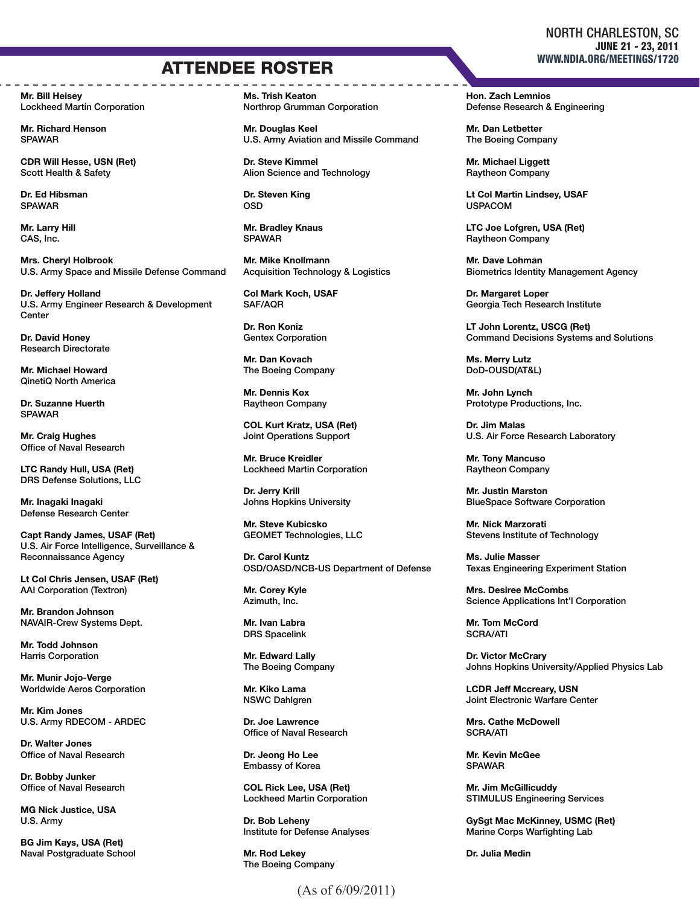## ATTENDEE ROSTER

**Mr. Bill Heisey**
Lockheed Martin Corporation

**Mr. Richard Henson**
SPAWAR

**CDR Will Hesse, USN (Ret)**
Scott Health & Safety

**Dr. Ed Hibsman**
SPAWAR

**Mr. Larry Hill**
CAS, Inc.

**Mrs. Cheryl Holbrook**
U.S. Army Space and Missile Defense Command

**Dr. Jeffery Holland**
U.S. Army Engineer Research & Development Center

**Dr. David Honey**
Research Directorate

**Mr. Michael Howard**
QinetiQ North America

**Dr. Suzanne Huerth**
SPAWAR

**Mr. Craig Hughes**
Office of Naval Research

**LTC Randy Hull, USA (Ret)**
DRS Defense Solutions, LLC

**Mr. Inagaki Inagaki**
Defense Research Center

**Capt Randy James, USAF (Ret)**
U.S. Air Force Intelligence, Surveillance & Reconnaissance Agency

**Lt Col Chris Jensen, USAF (Ret)**
AAI Corporation (Textron)

**Mr. Brandon Johnson**
NAVAIR-Crew Systems Dept.

**Mr. Todd Johnson**
Harris Corporation

**Mr. Munir Jojo-Verge**
Worldwide Aeros Corporation

**Mr. Kim Jones**
U.S. Army RDECOM - ARDEC

**Dr. Walter Jones**
Office of Naval Research

**Dr. Bobby Junker**
Office of Naval Research

**MG Nick Justice, USA**
U.S. Army

**BG Jim Kays, USA (Ret)**
Naval Postgraduate School

**Ms. Trish Keaton**
Northrop Grumman Corporation

**Mr. Douglas Keel**
U.S. Army Aviation and Missile Command

**Dr. Steve Kimmel**
Alion Science and Technology

**Dr. Steven King**
OSD

**Mr. Bradley Knaus**
SPAWAR

**Mr. Mike Knollmann**
Acquisition Technology & Logistics

**Col Mark Koch, USAF**
SAF/AQR

**Dr. Ron Koniz**
Gentex Corporation

**Mr. Dan Kovach**
The Boeing Company

**Mr. Dennis Kox**
Raytheon Company

**COL Kurt Kratz, USA (Ret)**
Joint Operations Support

**Mr. Bruce Kreidler**
Lockheed Martin Corporation

**Dr. Jerry Krill**
Johns Hopkins University

**Mr. Steve Kubicsko**
GEOMET Technologies, LLC

**Dr. Carol Kuntz**
OSD/OASD/NCB-US Department of Defense

**Mr. Corey Kyle**
Azimuth, Inc.

**Mr. Ivan Labra**
DRS Spacelink

**Mr. Edward Lally**
The Boeing Company

**Mr. Kiko Lama**
NSWC Dahlgren

**Dr. Joe Lawrence**
Office of Naval Research

**Dr. Jeong Ho Lee**
Embassy of Korea

**COL Rick Lee, USA (Ret)**
Lockheed Martin Corporation

**Dr. Bob Leheny**
Institute for Defense Analyses

**Mr. Rod Lekey**
The Boeing Company

**Hon. Zach Lemnios**
Defense Research & Engineering

**Mr. Dan Letbetter**
The Boeing Company

**Mr. Michael Liggett**
Raytheon Company

**Lt Col Martin Lindsey, USAF**
USPACOM

**LTC Joe Lofgren, USA (Ret)**
Raytheon Company

**Mr. Dave Lohman**
Biometrics Identity Management Agency

**Dr. Margaret Loper**
Georgia Tech Research Institute

**LT John Lorentz, USCG (Ret)**
Command Decisions Systems and Solutions

**Ms. Merry Lutz**
DoD-OUSD(AT&L)

**Mr. John Lynch**
Prototype Productions, Inc.

**Dr. Jim Malas**
U.S. Air Force Research Laboratory

**Mr. Tony Mancuso**
Raytheon Company

**Mr. Justin Marston**
BlueSpace Software Corporation

**Mr. Nick Marzorati**
Stevens Institute of Technology

**Ms. Julie Masser**
Texas Engineering Experiment Station

**Mrs. Desiree McCombs**
Science Applications Int'l Corporation

**Mr. Tom McCord**
SCRA/ATI

**Dr. Victor McCrary**
Johns Hopkins University/Applied Physics Lab

**LCDR Jeff Mccreary, USN**
Joint Electronic Warfare Center

**Mrs. Cathe McDowell**
SCRA/ATI

**Mr. Kevin McGee**
SPAWAR

**Mr. Jim McGillicuddy**
STIMULUS Engineering Services

**GySgt Mac McKinney, USMC (Ret)**
Marine Corps Warfighting Lab

**Dr. Julia Medin**

(As of 6/09/2011)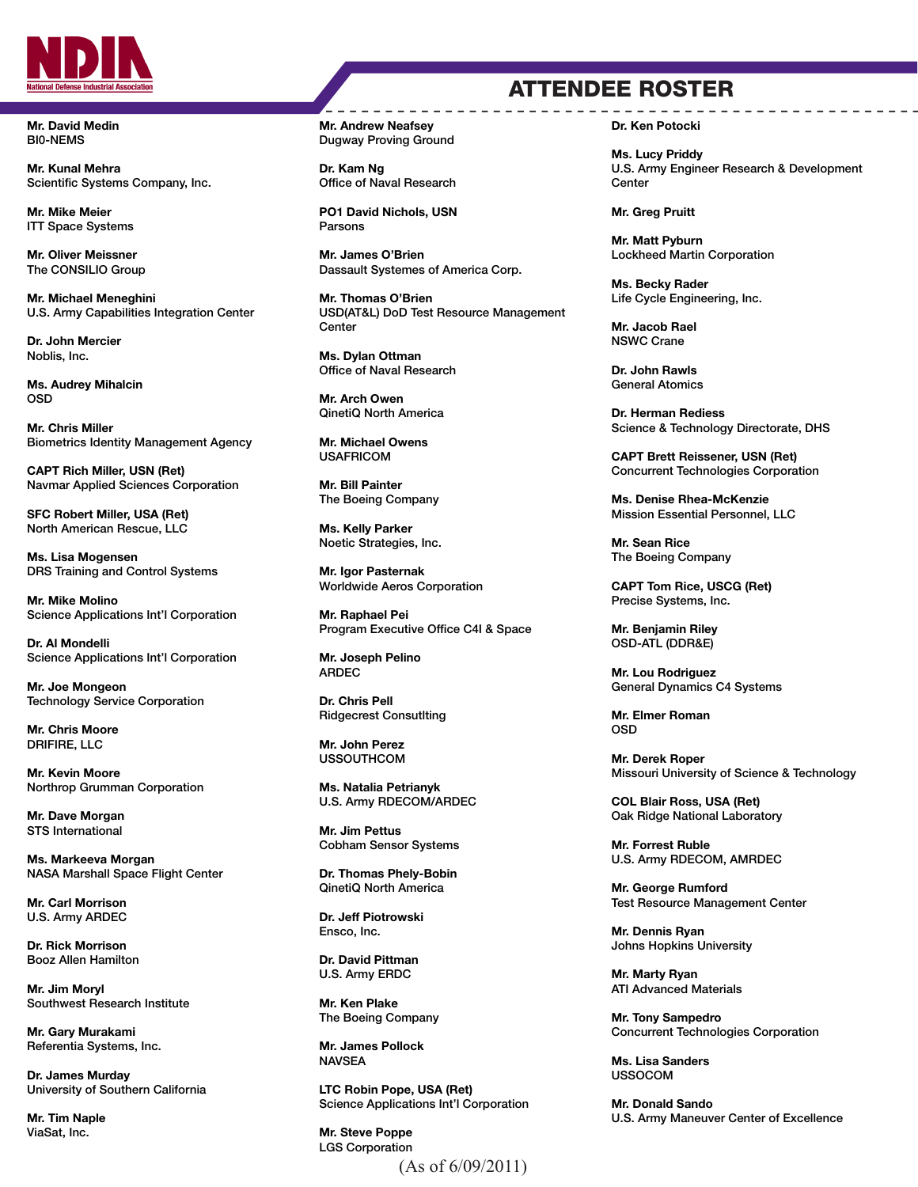# ATTENDEE ROSTER

**Mr. David Medin**
BI0-NEMS

**Mr. Kunal Mehra**
Scientific Systems Company, Inc.

**Mr. Mike Meier**
ITT Space Systems

**Mr. Oliver Meissner**
The CONSILIO Group

**Mr. Michael Meneghini**
U.S. Army Capabilities Integration Center

**Dr. John Mercier**
Noblis, Inc.

**Ms. Audrey Mihalcin**
OSD

**Mr. Chris Miller**
Biometrics Identity Management Agency

**CAPT Rich Miller, USN (Ret)**
Navmar Applied Sciences Corporation

**SFC Robert Miller, USA (Ret)**
North American Rescue, LLC

**Ms. Lisa Mogensen**
DRS Training and Control Systems

**Mr. Mike Molino**
Science Applications Int'l Corporation

**Dr. Al Mondelli**
Science Applications Int'l Corporation

**Mr. Joe Mongeon**
Technology Service Corporation

**Mr. Chris Moore**
DRIFIRE, LLC

**Mr. Kevin Moore**
Northrop Grumman Corporation

**Mr. Dave Morgan**
STS International

**Ms. Markeeva Morgan**
NASA Marshall Space Flight Center

**Mr. Carl Morrison**
U.S. Army ARDEC

**Dr. Rick Morrison**
Booz Allen Hamilton

**Mr. Jim Moryl**
Southwest Research Institute

**Mr. Gary Murakami**
Referentia Systems, Inc.

**Dr. James Murday**
University of Southern California

**Mr. Tim Naple**
ViaSat, Inc.

**Mr. Andrew Neafsey**
Dugway Proving Ground

**Dr. Kam Ng**
Office of Naval Research

**PO1 David Nichols, USN**
Parsons

**Mr. James O'Brien**
Dassault Systemes of America Corp.

**Mr. Thomas O'Brien**
USD(AT&L) DoD Test Resource Management Center

**Ms. Dylan Ottman**
Office of Naval Research

**Mr. Arch Owen**
QinetiQ North America

**Mr. Michael Owens**
USAFRICOM

**Mr. Bill Painter**
The Boeing Company

**Ms. Kelly Parker**
Noetic Strategies, Inc.

**Mr. Igor Pasternak**
Worldwide Aeros Corporation

**Mr. Raphael Pei**
Program Executive Office C4I & Space

**Mr. Joseph Pelino**
ARDEC

**Dr. Chris Pell**
Ridgecrest Consutlting

**Mr. John Perez**
USSOUTHCOM

**Ms. Natalia Petrianyk**
U.S. Army RDECOM/ARDEC

**Mr. Jim Pettus**
Cobham Sensor Systems

**Dr. Thomas Phely-Bobin**
QinetiQ North America

**Dr. Jeff Piotrowski**
Ensco, Inc.

**Dr. David Pittman**
U.S. Army ERDC

**Mr. Ken Plake**
The Boeing Company

**Mr. James Pollock**
NAVSEA

**LTC Robin Pope, USA (Ret)**
Science Applications Int'l Corporation

**Mr. Steve Poppe**
LGS Corporation

**Dr. Ken Potocki**

**Ms. Lucy Priddy**
U.S. Army Engineer Research & Development Center

**Mr. Greg Pruitt**

**Mr. Matt Pyburn**
Lockheed Martin Corporation

**Ms. Becky Rader**
Life Cycle Engineering, Inc.

**Mr. Jacob Rael**
NSWC Crane

**Dr. John Rawls**
General Atomics

**Dr. Herman Rediess**
Science & Technology Directorate, DHS

**CAPT Brett Reissener, USN (Ret)**
Concurrent Technologies Corporation

**Ms. Denise Rhea-McKenzie**
Mission Essential Personnel, LLC

**Mr. Sean Rice**
The Boeing Company

**CAPT Tom Rice, USCG (Ret)**
Precise Systems, Inc.

**Mr. Benjamin Riley**
OSD-ATL (DDR&E)

**Mr. Lou Rodriguez**
General Dynamics C4 Systems

**Mr. Elmer Roman**
OSD

**Mr. Derek Roper**
Missouri University of Science & Technology

**COL Blair Ross, USA (Ret)**
Oak Ridge National Laboratory

**Mr. Forrest Ruble**
U.S. Army RDECOM, AMRDEC

**Mr. George Rumford**
Test Resource Management Center

**Mr. Dennis Ryan**
Johns Hopkins University

**Mr. Marty Ryan**
ATI Advanced Materials

**Mr. Tony Sampedro**
Concurrent Technologies Corporation

**Ms. Lisa Sanders**
USSOCOM

**Mr. Donald Sando**
U.S. Army Maneuver Center of Excellence

(As of 6/09/2011)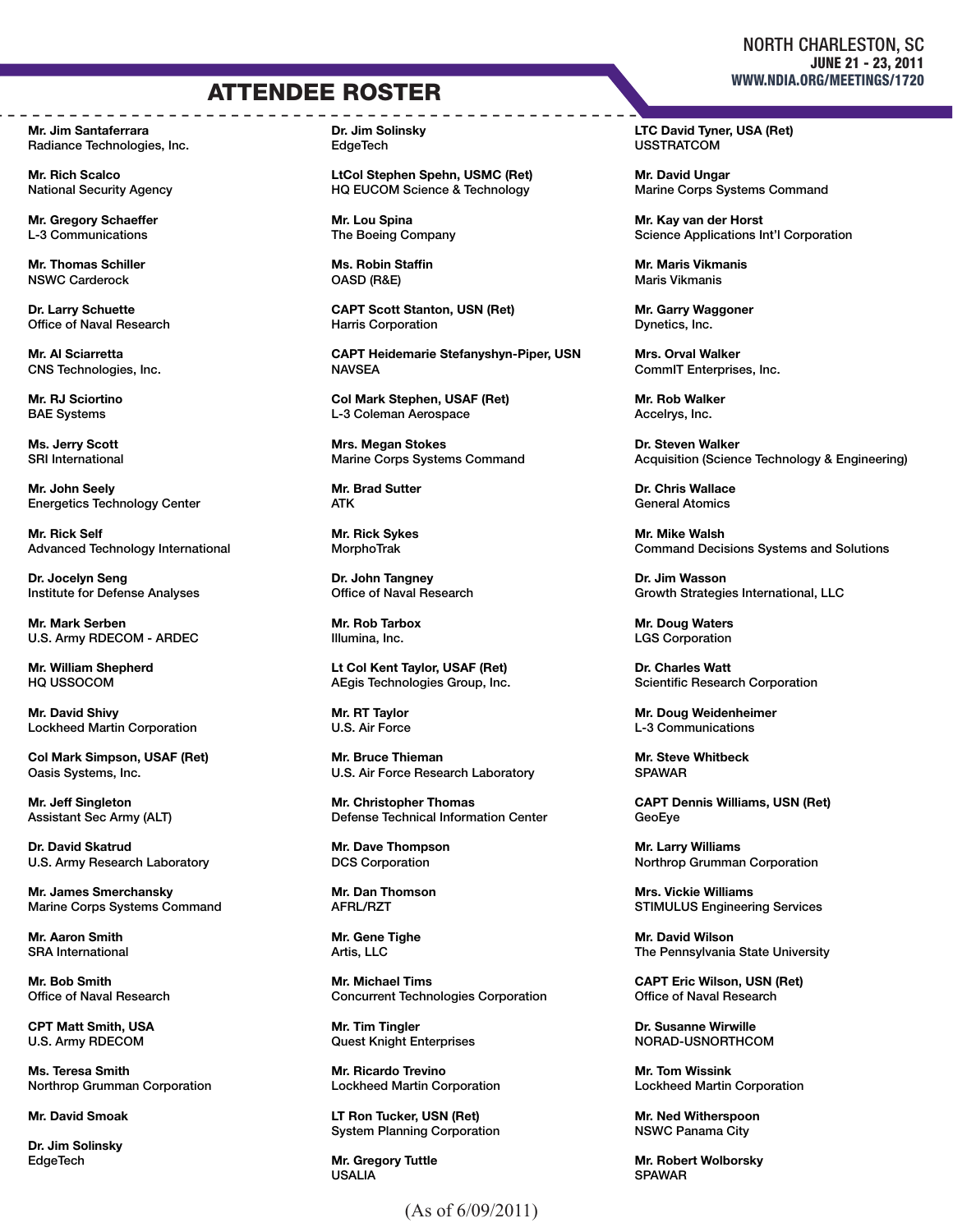## ATTENDEE ROSTER

**Mr. Jim Santaferrara**
Radiance Technologies, Inc.

**Mr. Rich Scalco**
National Security Agency

**Mr. Gregory Schaeffer**
L-3 Communications

**Mr. Thomas Schiller**
NSWC Carderock

**Dr. Larry Schuette**
Office of Naval Research

**Mr. Al Sciarretta**
CNS Technologies, Inc.

**Mr. RJ Sciortino**
BAE Systems

**Ms. Jerry Scott**
SRI International

**Mr. John Seely**
Energetics Technology Center

**Mr. Rick Self**
Advanced Technology International

**Dr. Jocelyn Seng**
Institute for Defense Analyses

**Mr. Mark Serben**
U.S. Army RDECOM - ARDEC

**Mr. William Shepherd**
HQ USSOCOM

**Mr. David Shivy**
Lockheed Martin Corporation

**Col Mark Simpson, USAF (Ret)**
Oasis Systems, Inc.

**Mr. Jeff Singleton**
Assistant Sec Army (ALT)

**Dr. David Skatrud**
U.S. Army Research Laboratory

**Mr. James Smerchansky**
Marine Corps Systems Command

**Mr. Aaron Smith**
SRA International

**Mr. Bob Smith**
Office of Naval Research

**CPT Matt Smith, USA**
U.S. Army RDECOM

**Ms. Teresa Smith**
Northrop Grumman Corporation

**Mr. David Smoak**

**Dr. Jim Solinsky**
EdgeTech

**Dr. Jim Solinsky**
EdgeTech

**LtCol Stephen Spehn, USMC (Ret)**
HQ EUCOM Science & Technology

**Mr. Lou Spina**
The Boeing Company

**Ms. Robin Staffin**
OASD (R&E)

**CAPT Scott Stanton, USN (Ret)**
Harris Corporation

**CAPT Heidemarie Stefanyshyn-Piper, USN**
NAVSEA

**Col Mark Stephen, USAF (Ret)**
L-3 Coleman Aerospace

**Mrs. Megan Stokes**
Marine Corps Systems Command

**Mr. Brad Sutter**
ATK

**Mr. Rick Sykes**
MorphoTrak

**Dr. John Tangney**
Office of Naval Research

**Mr. Rob Tarbox**
Illumina, Inc.

**Lt Col Kent Taylor, USAF (Ret)**
AEgis Technologies Group, Inc.

**Mr. RT Taylor**
U.S. Air Force

**Mr. Bruce Thieman**
U.S. Air Force Research Laboratory

**Mr. Christopher Thomas**
Defense Technical Information Center

**Mr. Dave Thompson**
DCS Corporation

**Mr. Dan Thomson**
AFRL/RZT

**Mr. Gene Tighe**
Artis, LLC

**Mr. Michael Tims**
Concurrent Technologies Corporation

**Mr. Tim Tingler**
Quest Knight Enterprises

**Mr. Ricardo Trevino**
Lockheed Martin Corporation

**LT Ron Tucker, USN (Ret)**
System Planning Corporation

**Mr. Gregory Tuttle**
USALIA

**LTC David Tyner, USA (Ret)**
USSTRATCOM

**Mr. David Ungar**
Marine Corps Systems Command

**Mr. Kay van der Horst**
Science Applications Int'l Corporation

**Mr. Maris Vikmanis**
Maris Vikmanis

**Mr. Garry Waggoner**
Dynetics, Inc.

**Mrs. Orval Walker**
CommIT Enterprises, Inc.

**Mr. Rob Walker**
Accelrys, Inc.

**Dr. Steven Walker**
Acquisition (Science Technology & Engineering)

**Dr. Chris Wallace**
General Atomics

**Mr. Mike Walsh**
Command Decisions Systems and Solutions

**Dr. Jim Wasson**
Growth Strategies International, LLC

**Mr. Doug Waters**
LGS Corporation

**Dr. Charles Watt**
Scientific Research Corporation

**Mr. Doug Weidenheimer**
L-3 Communications

**Mr. Steve Whitbeck**
SPAWAR

**CAPT Dennis Williams, USN (Ret)**
GeoEye

**Mr. Larry Williams**
Northrop Grumman Corporation

**Mrs. Vickie Williams**
STIMULUS Engineering Services

**Mr. David Wilson**
The Pennsylvania State University

**CAPT Eric Wilson, USN (Ret)**
Office of Naval Research

**Dr. Susanne Wirwille**
NORAD-USNORTHCOM

**Mr. Tom Wissink**
Lockheed Martin Corporation

**Mr. Ned Witherspoon**
NSWC Panama City

**Mr. Robert Wolborsky**
SPAWAR

(As of 6/09/2011)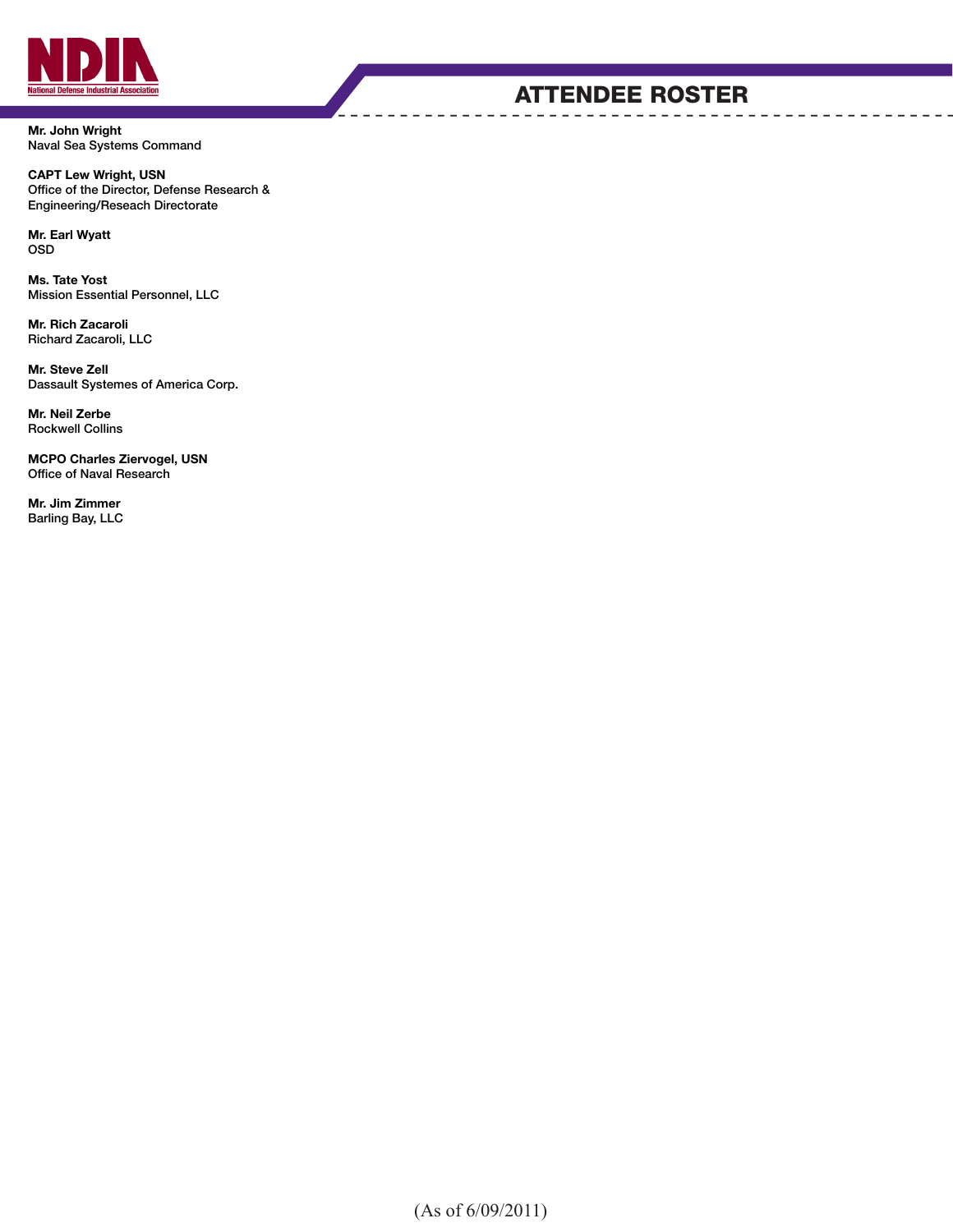**Mr. John Wright**
Naval Sea Systems Command

**CAPT Lew Wright, USN**
Office of the Director, Defense Research & Engineering/Reseach Directorate

**Mr. Earl Wyatt**
OSD

**Ms. Tate Yost**
Mission Essential Personnel, LLC

**Mr. Rich Zacaroli**
Richard Zacaroli, LLC

**Mr. Steve Zell**
Dassault Systemes of America Corp.

**Mr. Neil Zerbe**
Rockwell Collins

**MCPO Charles Ziervogel, USN**
Office of Naval Research

**Mr. Jim Zimmer**
Barling Bay, LLC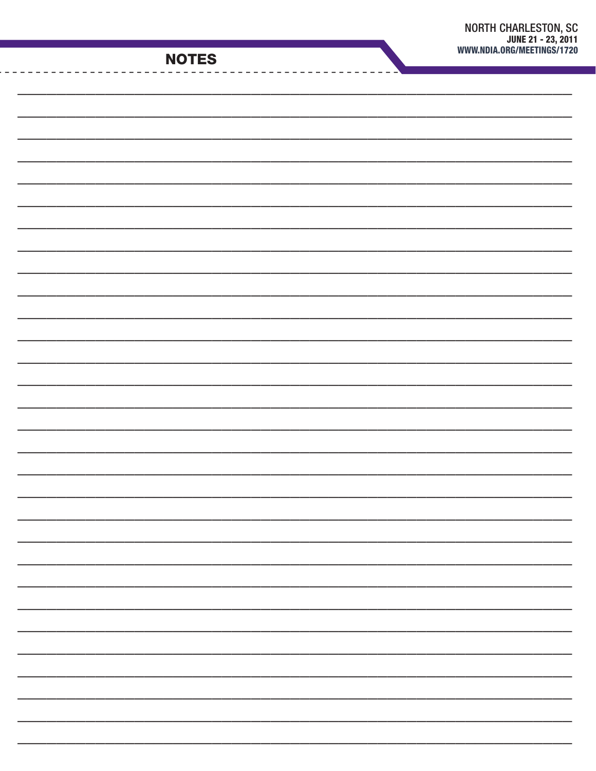## NOTES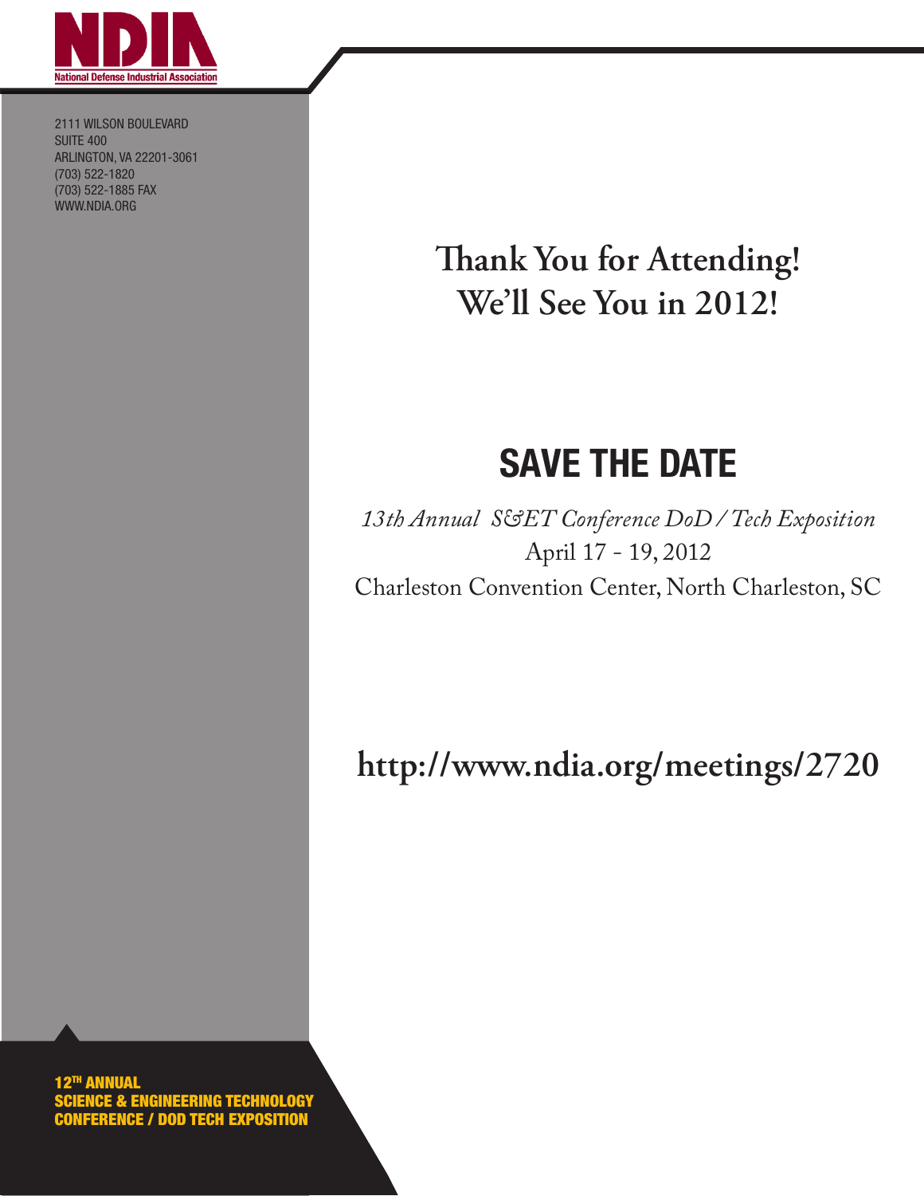National Defense Industrial Association

2111 WILSON BOULEVARD
SUITE 400
ARLINGTON, VA 22201-3061
(703) 522-1820
(703) 522-1885 FAX
WWW.NDIA.ORG

# Thank You for Attending!
# We'll See You in 2012!

## SAVE THE DATE

*13th Annual S&ET Conference DoD / Tech Exposition*
April 17 - 19, 2012
Charleston Convention Center, North Charleston, SC

**http://www.ndia.org/meetings/2720**

**12TH ANNUAL**
**SCIENCE & ENGINEERING TECHNOLOGY**
**CONFERENCE / DOD TECH EXPOSITION**